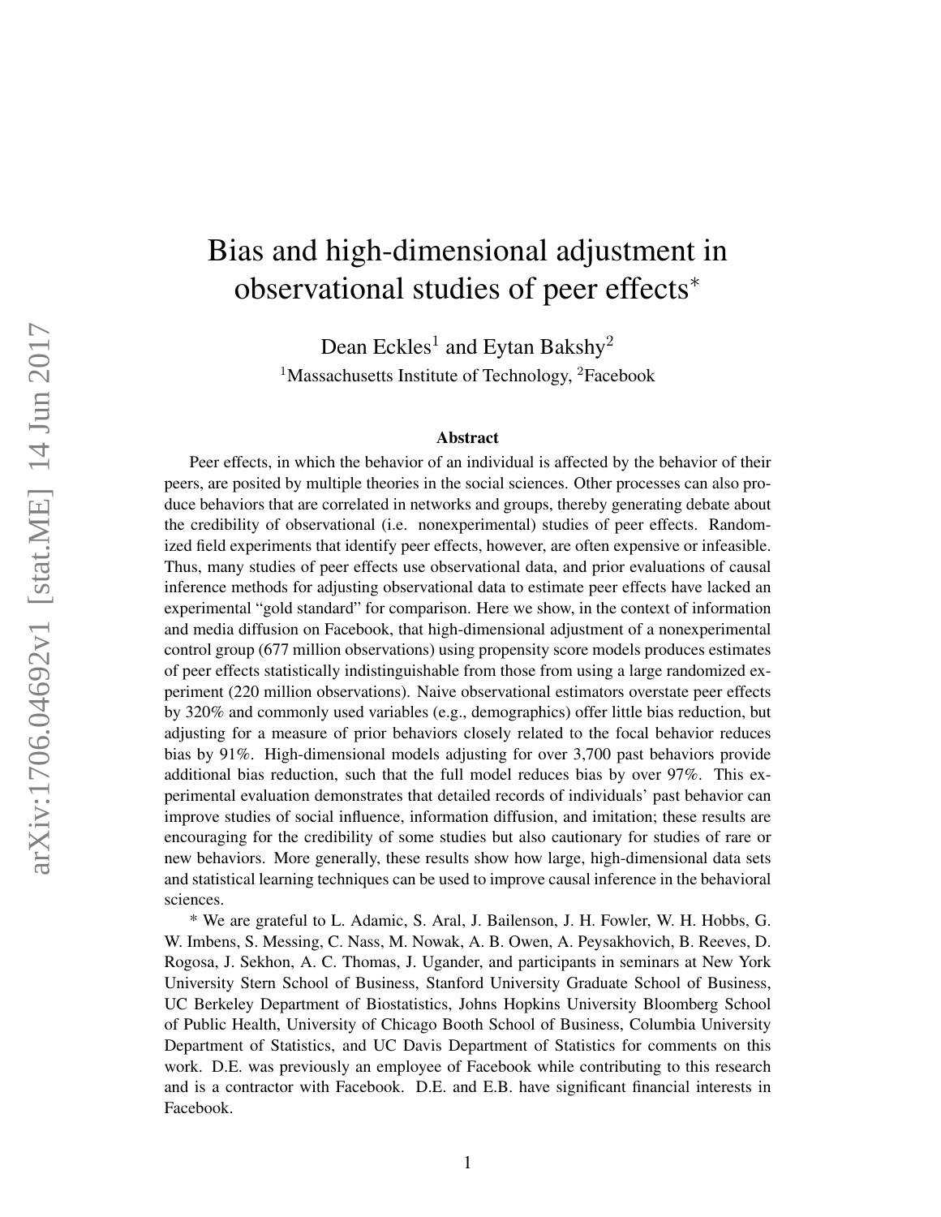# Bias and high-dimensional adjustment in observational studies of peer effects*

Dean Eckles[1] and Eytan Bakshy[2]

[1]Massachusetts Institute of Technology, [2]Facebook

### Abstract

Peer effects, in which the behavior of an individual is affected by the behavior of their peers, are posited by multiple theories in the social sciences. Other processes can also produce behaviors that are correlated in networks and groups, thereby generating debate about the credibility of observational (i.e. nonexperimental) studies of peer effects. Randomized field experiments that identify peer effects, however, are often expensive or infeasible. Thus, many studies of peer effects use observational data, and prior evaluations of causal inference methods for adjusting observational data to estimate peer effects have lacked an experimental "gold standard" for comparison. Here we show, in the context of information and media diffusion on Facebook, that high-dimensional adjustment of a nonexperimental control group (677 million observations) using propensity score models produces estimates of peer effects statistically indistinguishable from those from using a large randomized experiment (220 million observations). Naive observational estimators overstate peer effects by 320% and commonly used variables (e.g., demographics) offer little bias reduction, but adjusting for a measure of prior behaviors closely related to the focal behavior reduces bias by 91%. High-dimensional models adjusting for over 3,700 past behaviors provide additional bias reduction, such that the full model reduces bias by over 97%. This experimental evaluation demonstrates that detailed records of individuals' past behavior can improve studies of social influence, information diffusion, and imitation; these results are encouraging for the credibility of some studies but also cautionary for studies of rare or new behaviors. More generally, these results show how large, high-dimensional data sets and statistical learning techniques can be used to improve causal inference in the behavioral sciences.

\* We are grateful to L. Adamic, S. Aral, J. Bailenson, J. H. Fowler, W. H. Hobbs, G. W. Imbens, S. Messing, C. Nass, M. Nowak, A. B. Owen, A. Peysakhovich, B. Reeves, D. Rogosa, J. Sekhon, A. C. Thomas, J. Ugander, and participants in seminars at New York University Stern School of Business, Stanford University Graduate School of Business, UC Berkeley Department of Biostatistics, Johns Hopkins University Bloomberg School of Public Health, University of Chicago Booth School of Business, Columbia University Department of Statistics, and UC Davis Department of Statistics for comments on this work. D.E. was previously an employee of Facebook while contributing to this research and is a contractor with Facebook. D.E. and E.B. have significant financial interests in Facebook.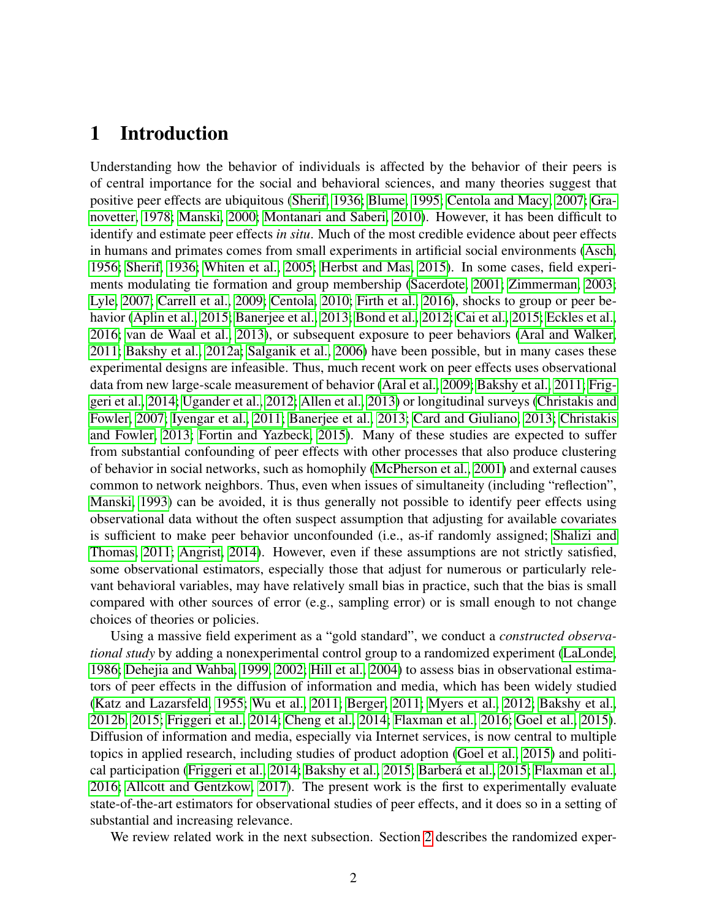# 1 Introduction

Understanding how the behavior of individuals is affected by the behavior of their peers is of central importance for the social and behavioral sciences, and many theories suggest that positive peer effects are ubiquitous (Sherif, 1936; Blume, 1995; Centola and Macy, 2007; Granovetter, 1978; Manski, 2000; Montanari and Saberi, 2010). However, it has been difficult to identify and estimate peer effects *in situ*. Much of the most credible evidence about peer effects in humans and primates comes from small experiments in artificial social environments (Asch, 1956; Sherif, 1936; Whiten et al., 2005; Herbst and Mas, 2015). In some cases, field experiments modulating tie formation and group membership (Sacerdote, 2001; Zimmerman, 2003; Lyle, 2007; Carrell et al., 2009; Centola, 2010; Firth et al., 2016), shocks to group or peer behavior (Aplin et al., 2015; Banerjee et al., 2013; Bond et al., 2012; Cai et al., 2015; Eckles et al., 2016; van de Waal et al., 2013), or subsequent exposure to peer behaviors (Aral and Walker, 2011; Bakshy et al., 2012a; Salganik et al., 2006) have been possible, but in many cases these experimental designs are infeasible. Thus, much recent work on peer effects uses observational data from new large-scale measurement of behavior (Aral et al., 2009; Bakshy et al., 2011; Friggeri et al., 2014; Ugander et al., 2012; Allen et al., 2013) or longitudinal surveys (Christakis and Fowler, 2007; Iyengar et al., 2011; Banerjee et al., 2013; Card and Giuliano, 2013; Christakis and Fowler, 2013; Fortin and Yazbeck, 2015). Many of these studies are expected to suffer from substantial confounding of peer effects with other processes that also produce clustering of behavior in social networks, such as homophily (McPherson et al., 2001) and external causes common to network neighbors. Thus, even when issues of simultaneity (including "reflection", Manski, 1993) can be avoided, it is thus generally not possible to identify peer effects using observational data without the often suspect assumption that adjusting for available covariates is sufficient to make peer behavior unconfounded (i.e., as-if randomly assigned; Shalizi and Thomas, 2011; Angrist, 2014). However, even if these assumptions are not strictly satisfied, some observational estimators, especially those that adjust for numerous or particularly relevant behavioral variables, may have relatively small bias in practice, such that the bias is small compared with other sources of error (e.g., sampling error) or is small enough to not change choices of theories or policies.

Using a massive field experiment as a "gold standard", we conduct a *constructed observational study* by adding a nonexperimental control group to a randomized experiment (LaLonde, 1986; Dehejia and Wahba, 1999, 2002; Hill et al., 2004) to assess bias in observational estimators of peer effects in the diffusion of information and media, which has been widely studied (Katz and Lazarsfeld, 1955; Wu et al., 2011; Berger, 2011; Myers et al., 2012; Bakshy et al., 2012b, 2015; Friggeri et al., 2014; Cheng et al., 2014; Flaxman et al., 2016; Goel et al., 2015). Diffusion of information and media, especially via Internet services, is now central to multiple topics in applied research, including studies of product adoption (Goel et al., 2015) and political participation (Friggeri et al., 2014; Bakshy et al., 2015; Barberá et al., 2015; Flaxman et al., 2016; Allcott and Gentzkow, 2017). The present work is the first to experimentally evaluate state-of-the-art estimators for observational studies of peer effects, and it does so in a setting of substantial and increasing relevance.

We review related work in the next subsection. Section 2 describes the randomized exper-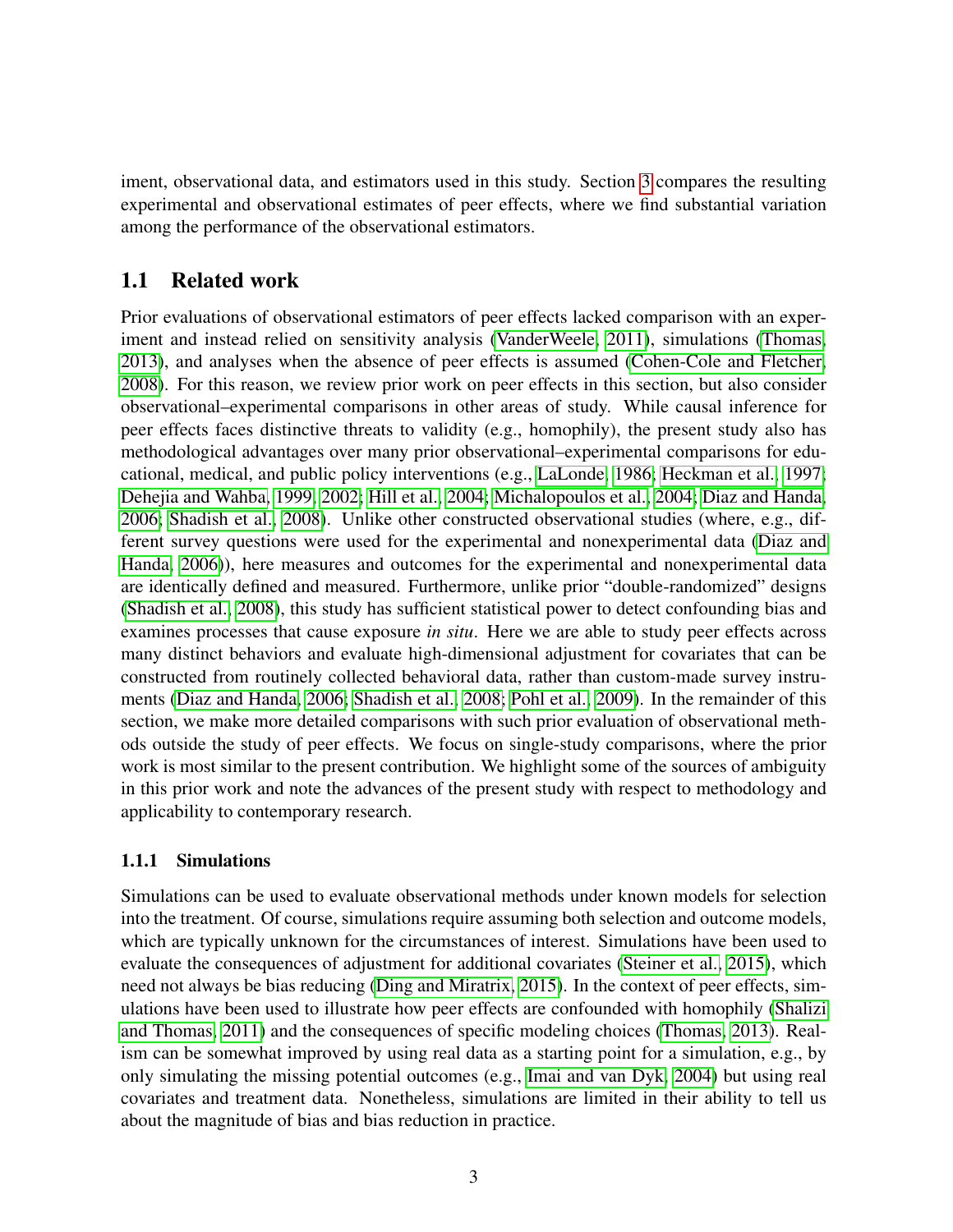iment, observational data, and estimators used in this study. Section 3 compares the resulting experimental and observational estimates of peer effects, where we find substantial variation among the performance of the observational estimators.

## 1.1 Related work

Prior evaluations of observational estimators of peer effects lacked comparison with an experiment and instead relied on sensitivity analysis (VanderWeele, 2011), simulations (Thomas, 2013), and analyses when the absence of peer effects is assumed (Cohen-Cole and Fletcher, 2008). For this reason, we review prior work on peer effects in this section, but also consider observational–experimental comparisons in other areas of study. While causal inference for peer effects faces distinctive threats to validity (e.g., homophily), the present study also has methodological advantages over many prior observational–experimental comparisons for educational, medical, and public policy interventions (e.g., LaLonde, 1986; Heckman et al., 1997; Dehejia and Wahba, 1999, 2002; Hill et al., 2004; Michalopoulos et al., 2004; Diaz and Handa, 2006; Shadish et al., 2008). Unlike other constructed observational studies (where, e.g., different survey questions were used for the experimental and nonexperimental data (Diaz and Handa, 2006)), here measures and outcomes for the experimental and nonexperimental data are identically defined and measured. Furthermore, unlike prior "double-randomized" designs (Shadish et al., 2008), this study has sufficient statistical power to detect confounding bias and examines processes that cause exposure *in situ*. Here we are able to study peer effects across many distinct behaviors and evaluate high-dimensional adjustment for covariates that can be constructed from routinely collected behavioral data, rather than custom-made survey instruments (Diaz and Handa, 2006; Shadish et al., 2008; Pohl et al., 2009). In the remainder of this section, we make more detailed comparisons with such prior evaluation of observational methods outside the study of peer effects. We focus on single-study comparisons, where the prior work is most similar to the present contribution. We highlight some of the sources of ambiguity in this prior work and note the advances of the present study with respect to methodology and applicability to contemporary research.

### 1.1.1 Simulations

Simulations can be used to evaluate observational methods under known models for selection into the treatment. Of course, simulations require assuming both selection and outcome models, which are typically unknown for the circumstances of interest. Simulations have been used to evaluate the consequences of adjustment for additional covariates (Steiner et al., 2015), which need not always be bias reducing (Ding and Miratrix, 2015). In the context of peer effects, simulations have been used to illustrate how peer effects are confounded with homophily (Shalizi and Thomas, 2011) and the consequences of specific modeling choices (Thomas, 2013). Realism can be somewhat improved by using real data as a starting point for a simulation, e.g., by only simulating the missing potential outcomes (e.g., Imai and van Dyk, 2004) but using real covariates and treatment data. Nonetheless, simulations are limited in their ability to tell us about the magnitude of bias and bias reduction in practice.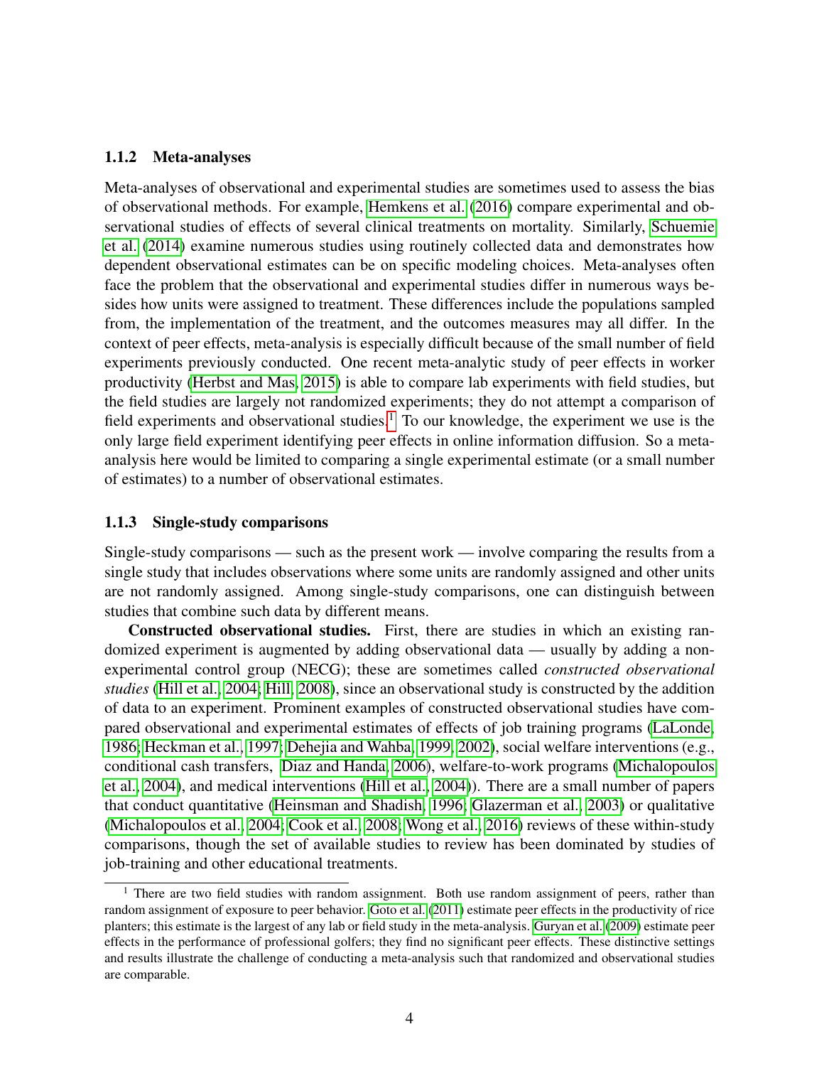### 1.1.2 Meta-analyses

Meta-analyses of observational and experimental studies are sometimes used to assess the bias of observational methods. For example, Hemkens et al. (2016) compare experimental and observational studies of effects of several clinical treatments on mortality. Similarly, Schuemie et al. (2014) examine numerous studies using routinely collected data and demonstrates how dependent observational estimates can be on specific modeling choices. Meta-analyses often face the problem that the observational and experimental studies differ in numerous ways besides how units were assigned to treatment. These differences include the populations sampled from, the implementation of the treatment, and the outcomes measures may all differ. In the context of peer effects, meta-analysis is especially difficult because of the small number of field experiments previously conducted. One recent meta-analytic study of peer effects in worker productivity (Herbst and Mas, 2015) is able to compare lab experiments with field studies, but the field studies are largely not randomized experiments; they do not attempt a comparison of field experiments and observational studies.[1] To our knowledge, the experiment we use is the only large field experiment identifying peer effects in online information diffusion. So a meta-analysis here would be limited to comparing a single experimental estimate (or a small number of estimates) to a number of observational estimates.

### 1.1.3 Single-study comparisons

Single-study comparisons — such as the present work — involve comparing the results from a single study that includes observations where some units are randomly assigned and other units are not randomly assigned. Among single-study comparisons, one can distinguish between studies that combine such data by different means.

**Constructed observational studies.** First, there are studies in which an existing randomized experiment is augmented by adding observational data — usually by adding a non-experimental control group (NECG); these are sometimes called *constructed observational studies* (Hill et al., 2004; Hill, 2008), since an observational study is constructed by the addition of data to an experiment. Prominent examples of constructed observational studies have compared observational and experimental estimates of effects of job training programs (LaLonde, 1986; Heckman et al., 1997; Dehejia and Wahba, 1999, 2002), social welfare interventions (e.g., conditional cash transfers, Diaz and Handa, 2006), welfare-to-work programs (Michalopoulos et al., 2004), and medical interventions (Hill et al., 2004)). There are a small number of papers that conduct quantitative (Heinsman and Shadish, 1996; Glazerman et al., 2003) or qualitative (Michalopoulos et al., 2004; Cook et al., 2008; Wong et al., 2016) reviews of these within-study comparisons, though the set of available studies to review has been dominated by studies of job-training and other educational treatments.

[1] There are two field studies with random assignment. Both use random assignment of peers, rather than random assignment of exposure to peer behavior. Goto et al. (2011) estimate peer effects in the productivity of rice planters; this estimate is the largest of any lab or field study in the meta-analysis. Guryan et al. (2009) estimate peer effects in the performance of professional golfers; they find no significant peer effects. These distinctive settings and results illustrate the challenge of conducting a meta-analysis such that randomized and observational studies are comparable.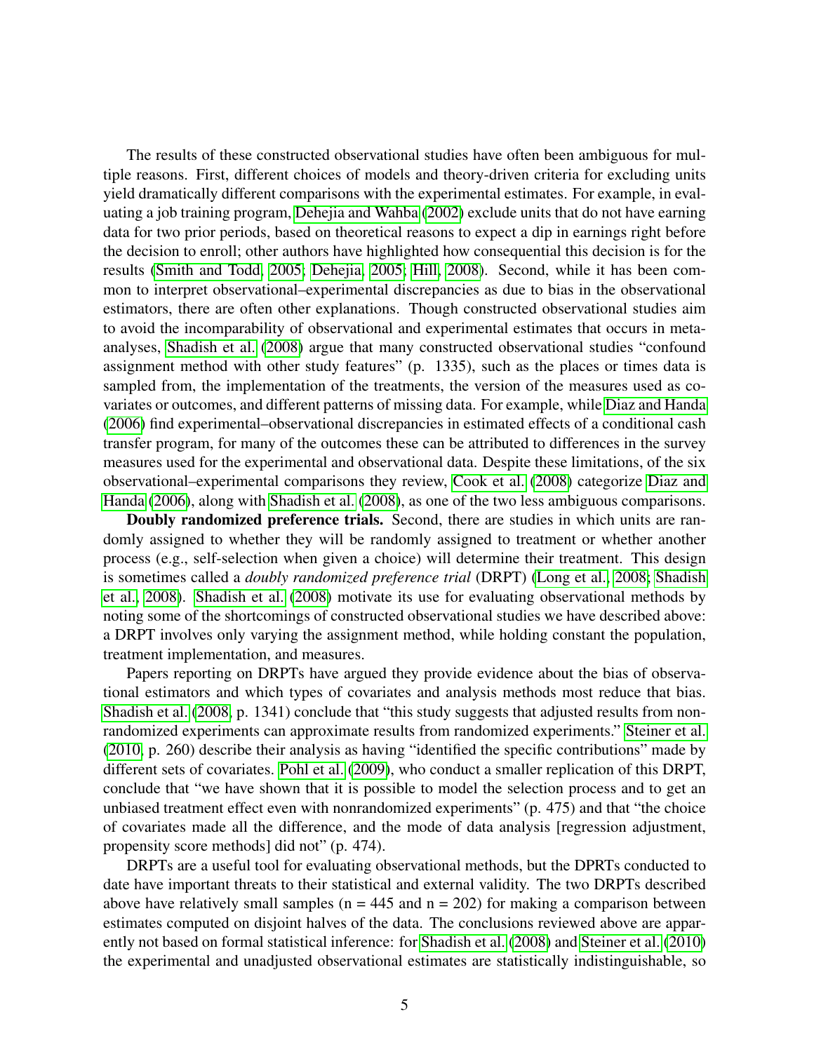The results of these constructed observational studies have often been ambiguous for multiple reasons. First, different choices of models and theory-driven criteria for excluding units yield dramatically different comparisons with the experimental estimates. For example, in evaluating a job training program, Dehejia and Wahba (2002) exclude units that do not have earning data for two prior periods, based on theoretical reasons to expect a dip in earnings right before the decision to enroll; other authors have highlighted how consequential this decision is for the results (Smith and Todd, 2005; Dehejia, 2005; Hill, 2008). Second, while it has been common to interpret observational–experimental discrepancies as due to bias in the observational estimators, there are often other explanations. Though constructed observational studies aim to avoid the incomparability of observational and experimental estimates that occurs in meta-analyses, Shadish et al. (2008) argue that many constructed observational studies "confound assignment method with other study features" (p. 1335), such as the places or times data is sampled from, the implementation of the treatments, the version of the measures used as covariates or outcomes, and different patterns of missing data. For example, while Diaz and Handa (2006) find experimental–observational discrepancies in estimated effects of a conditional cash transfer program, for many of the outcomes these can be attributed to differences in the survey measures used for the experimental and observational data. Despite these limitations, of the six observational–experimental comparisons they review, Cook et al. (2008) categorize Diaz and Handa (2006), along with Shadish et al. (2008), as one of the two less ambiguous comparisons.

**Doubly randomized preference trials.** Second, there are studies in which units are randomly assigned to whether they will be randomly assigned to treatment or whether another process (e.g., self-selection when given a choice) will determine their treatment. This design is sometimes called a *doubly randomized preference trial* (DRPT) (Long et al., 2008; Shadish et al., 2008). Shadish et al. (2008) motivate its use for evaluating observational methods by noting some of the shortcomings of constructed observational studies we have described above: a DRPT involves only varying the assignment method, while holding constant the population, treatment implementation, and measures.

Papers reporting on DRPTs have argued they provide evidence about the bias of observational estimators and which types of covariates and analysis methods most reduce that bias. Shadish et al. (2008, p. 1341) conclude that "this study suggests that adjusted results from nonrandomized experiments can approximate results from randomized experiments." Steiner et al. (2010, p. 260) describe their analysis as having "identified the specific contributions" made by different sets of covariates. Pohl et al. (2009), who conduct a smaller replication of this DRPT, conclude that "we have shown that it is possible to model the selection process and to get an unbiased treatment effect even with nonrandomized experiments" (p. 475) and that "the choice of covariates made all the difference, and the mode of data analysis [regression adjustment, propensity score methods] did not" (p. 474).

DRPTs are a useful tool for evaluating observational methods, but the DPRTs conducted to date have important threats to their statistical and external validity. The two DRPTs described above have relatively small samples (n = 445 and n = 202) for making a comparison between estimates computed on disjoint halves of the data. The conclusions reviewed above are apparently not based on formal statistical inference: for Shadish et al. (2008) and Steiner et al. (2010) the experimental and unadjusted observational estimates are statistically indistinguishable, so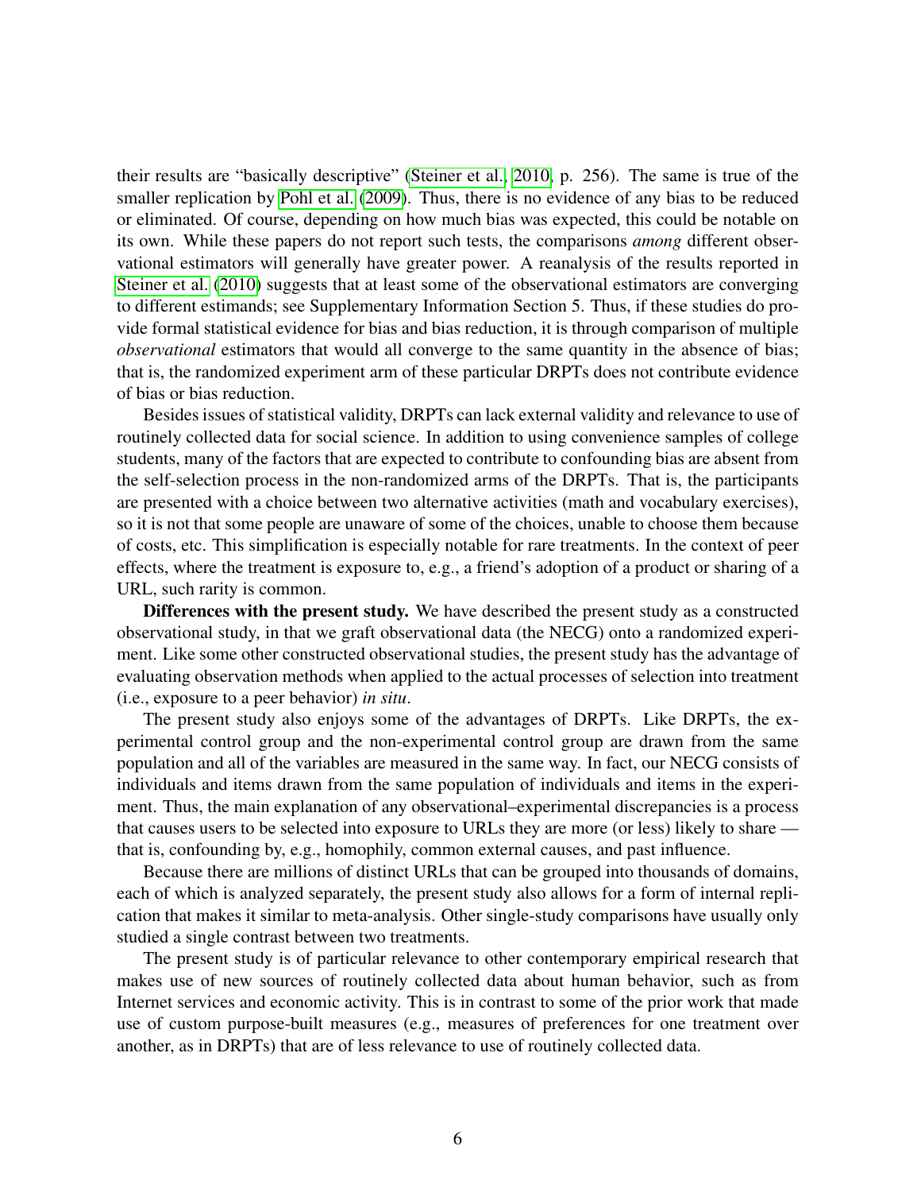their results are "basically descriptive" (Steiner et al., 2010, p. 256). The same is true of the smaller replication by Pohl et al. (2009). Thus, there is no evidence of any bias to be reduced or eliminated. Of course, depending on how much bias was expected, this could be notable on its own. While these papers do not report such tests, the comparisons *among* different observational estimators will generally have greater power. A reanalysis of the results reported in Steiner et al. (2010) suggests that at least some of the observational estimators are converging to different estimands; see Supplementary Information Section 5. Thus, if these studies do provide formal statistical evidence for bias and bias reduction, it is through comparison of multiple *observational* estimators that would all converge to the same quantity in the absence of bias; that is, the randomized experiment arm of these particular DRPTs does not contribute evidence of bias or bias reduction.

Besides issues of statistical validity, DRPTs can lack external validity and relevance to use of routinely collected data for social science. In addition to using convenience samples of college students, many of the factors that are expected to contribute to confounding bias are absent from the self-selection process in the non-randomized arms of the DRPTs. That is, the participants are presented with a choice between two alternative activities (math and vocabulary exercises), so it is not that some people are unaware of some of the choices, unable to choose them because of costs, etc. This simplification is especially notable for rare treatments. In the context of peer effects, where the treatment is exposure to, e.g., a friend's adoption of a product or sharing of a URL, such rarity is common.

**Differences with the present study.** We have described the present study as a constructed observational study, in that we graft observational data (the NECG) onto a randomized experiment. Like some other constructed observational studies, the present study has the advantage of evaluating observation methods when applied to the actual processes of selection into treatment (i.e., exposure to a peer behavior) *in situ*.

The present study also enjoys some of the advantages of DRPTs. Like DRPTs, the experimental control group and the non-experimental control group are drawn from the same population and all of the variables are measured in the same way. In fact, our NECG consists of individuals and items drawn from the same population of individuals and items in the experiment. Thus, the main explanation of any observational–experimental discrepancies is a process that causes users to be selected into exposure to URLs they are more (or less) likely to share — that is, confounding by, e.g., homophily, common external causes, and past influence.

Because there are millions of distinct URLs that can be grouped into thousands of domains, each of which is analyzed separately, the present study also allows for a form of internal replication that makes it similar to meta-analysis. Other single-study comparisons have usually only studied a single contrast between two treatments.

The present study is of particular relevance to other contemporary empirical research that makes use of new sources of routinely collected data about human behavior, such as from Internet services and economic activity. This is in contrast to some of the prior work that made use of custom purpose-built measures (e.g., measures of preferences for one treatment over another, as in DRPTs) that are of less relevance to use of routinely collected data.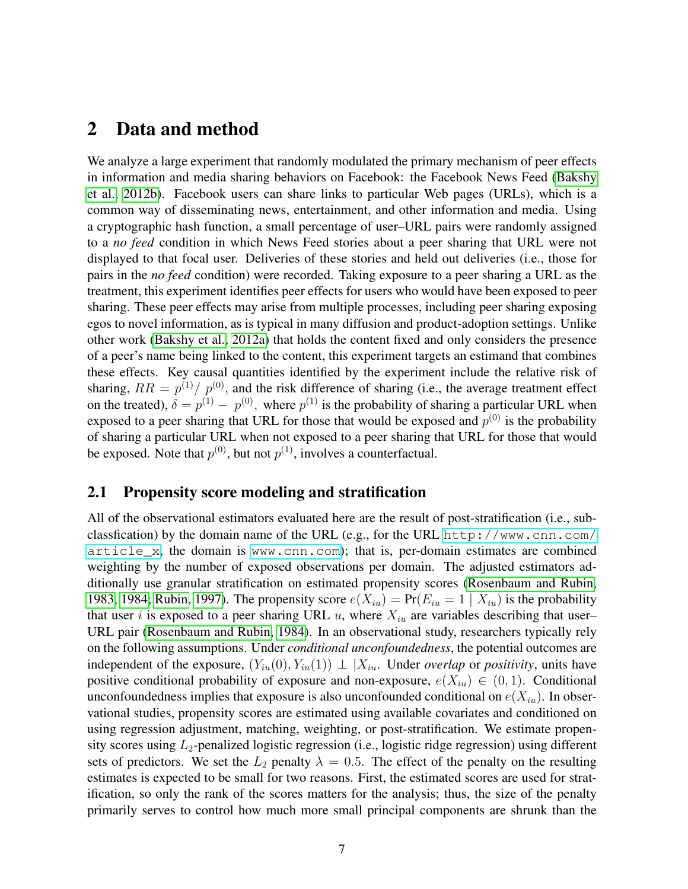# 2 Data and method

We analyze a large experiment that randomly modulated the primary mechanism of peer effects in information and media sharing behaviors on Facebook: the Facebook News Feed (Bakshy et al., 2012b). Facebook users can share links to particular Web pages (URLs), which is a common way of disseminating news, entertainment, and other information and media. Using a cryptographic hash function, a small percentage of user–URL pairs were randomly assigned to a *no feed* condition in which News Feed stories about a peer sharing that URL were not displayed to that focal user. Deliveries of these stories and held out deliveries (i.e., those for pairs in the *no feed* condition) were recorded. Taking exposure to a peer sharing a URL as the treatment, this experiment identifies peer effects for users who would have been exposed to peer sharing. These peer effects may arise from multiple processes, including peer sharing exposing egos to novel information, as is typical in many diffusion and product-adoption settings. Unlike other work (Bakshy et al., 2012a) that holds the content fixed and only considers the presence of a peer's name being linked to the content, this experiment targets an estimand that combines these effects. Key causal quantities identified by the experiment include the relative risk of sharing, $RR = p^{(1)} / \, p^{(0)}$, and the risk difference of sharing (i.e., the average treatment effect on the treated), $\delta = p^{(1)} - \, p^{(0)}$, where $p^{(1)}$ is the probability of sharing a particular URL when exposed to a peer sharing that URL for those that would be exposed and $p^{(0)}$ is the probability of sharing a particular URL when not exposed to a peer sharing that URL for those that would be exposed. Note that $p^{(0)}$, but not $p^{(1)}$, involves a counterfactual.

## 2.1 Propensity score modeling and stratification

All of the observational estimators evaluated here are the result of post-stratification (i.e., subclassification) by the domain name of the URL (e.g., for the URL `http://www.cnn.com/article_x`, the domain is `www.cnn.com`); that is, per-domain estimates are combined weighting by the number of exposed observations per domain. The adjusted estimators additionally use granular stratification on estimated propensity scores (Rosenbaum and Rubin, 1983, 1984; Rubin, 1997). The propensity score $e(X_{iu}) = \Pr(E_{iu} = 1 \mid X_{iu})$ is the probability that user $i$ is exposed to a peer sharing URL $u$, where $X_{iu}$ are variables describing that user–URL pair (Rosenbaum and Rubin, 1984). In an observational study, researchers typically rely on the following assumptions. Under *conditional unconfoundedness*, the potential outcomes are independent of the exposure, $(Y_{iu}(0), Y_{iu}(1)) \perp |X_{iu}$. Under *overlap* or *positivity*, units have positive conditional probability of exposure and non-exposure, $e(X_{iu}) \in (0, 1)$. Conditional unconfoundedness implies that exposure is also unconfounded conditional on $e(X_{iu})$. In observational studies, propensity scores are estimated using available covariates and conditioned on using regression adjustment, matching, weighting, or post-stratification. We estimate propensity scores using $L_2$-penalized logistic regression (i.e., logistic ridge regression) using different sets of predictors. We set the $L_2$ penalty $\lambda = 0.5$. The effect of the penalty on the resulting estimates is expected to be small for two reasons. First, the estimated scores are used for stratification, so only the rank of the scores matters for the analysis; thus, the size of the penalty primarily serves to control how much more small principal components are shrunk than the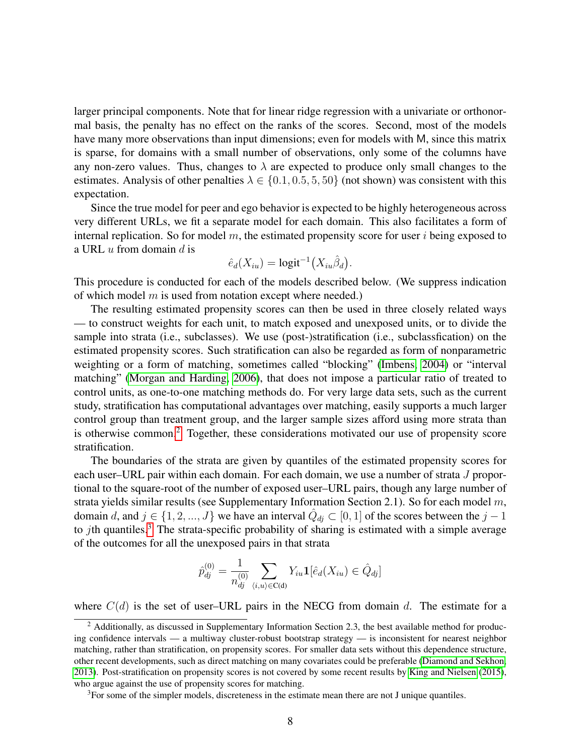larger principal components. Note that for linear ridge regression with a univariate or orthonormal basis, the penalty has no effect on the ranks of the scores. Second, most of the models have many more observations than input dimensions; even for models with $\mathsf{M}$, since this matrix is sparse, for domains with a small number of observations, only some of the columns have any non-zero values. Thus, changes to $\lambda$ are expected to produce only small changes to the estimates. Analysis of other penalties $\lambda \in \{0.1, 0.5, 5, 50\}$ (not shown) was consistent with this expectation.

Since the true model for peer and ego behavior is expected to be highly heterogeneous across very different URLs, we fit a separate model for each domain. This also facilitates a form of internal replication. So for model $m$, the estimated propensity score for user $i$ being exposed to a URL $u$ from domain $d$ is

$$\hat{e}_d(X_{iu}) = \text{logit}^{-1}\big(X_{iu}\hat{\beta}_d\big).$$

This procedure is conducted for each of the models described below. (We suppress indication of which model $m$ is used from notation except where needed.)

The resulting estimated propensity scores can then be used in three closely related ways — to construct weights for each unit, to match exposed and unexposed units, or to divide the sample into strata (i.e., subclasses). We use (post-)stratification (i.e., subclassfication) on the estimated propensity scores. Such stratification can also be regarded as form of nonparametric weighting or a form of matching, sometimes called "blocking" (Imbens, 2004) or "interval matching" (Morgan and Harding, 2006), that does not impose a particular ratio of treated to control units, as one-to-one matching methods do. For very large data sets, such as the current study, stratification has computational advantages over matching, easily supports a much larger control group than treatment group, and the larger sample sizes afford using more strata than is otherwise common.[2] Together, these considerations motivated our use of propensity score stratification.

The boundaries of the strata are given by quantiles of the estimated propensity scores for each user–URL pair within each domain. For each domain, we use a number of strata $J$ proportional to the square-root of the number of exposed user–URL pairs, though any large number of strata yields similar results (see Supplementary Information Section 2.1). So for each model $m$, domain $d$, and $j \in \{1, 2, ..., J\}$ we have an interval $\hat{Q}_{dj} \subset [0, 1]$ of the scores between the $j-1$ to $j$th quantiles.[3] The strata-specific probability of sharing is estimated with a simple average of the outcomes for all the unexposed pairs in that strata

$$\hat{p}^{(0)}_{dj} = \frac{1}{n^{(0)}_{dj}} \sum_{\langle i,u \rangle \in \mathbf{C}(\mathrm{d})} Y_{iu} \mathbf{1}[\hat{e}_d(X_{iu}) \in \hat{Q}_{dj}]$$

where $C(d)$ is the set of user–URL pairs in the NECG from domain $d$. The estimate for a

[2] Additionally, as discussed in Supplementary Information Section 2.3, the best available method for producing confidence intervals — a multiway cluster-robust bootstrap strategy — is inconsistent for nearest neighbor matching, rather than stratification, on propensity scores. For smaller data sets without this dependence structure, other recent developments, such as direct matching on many covariates could be preferable (Diamond and Sekhon, 2013). Post-stratification on propensity scores is not covered by some recent results by King and Nielsen (2015), who argue against the use of propensity scores for matching.

[3] For some of the simpler models, discreteness in the estimate mean there are not J unique quantiles.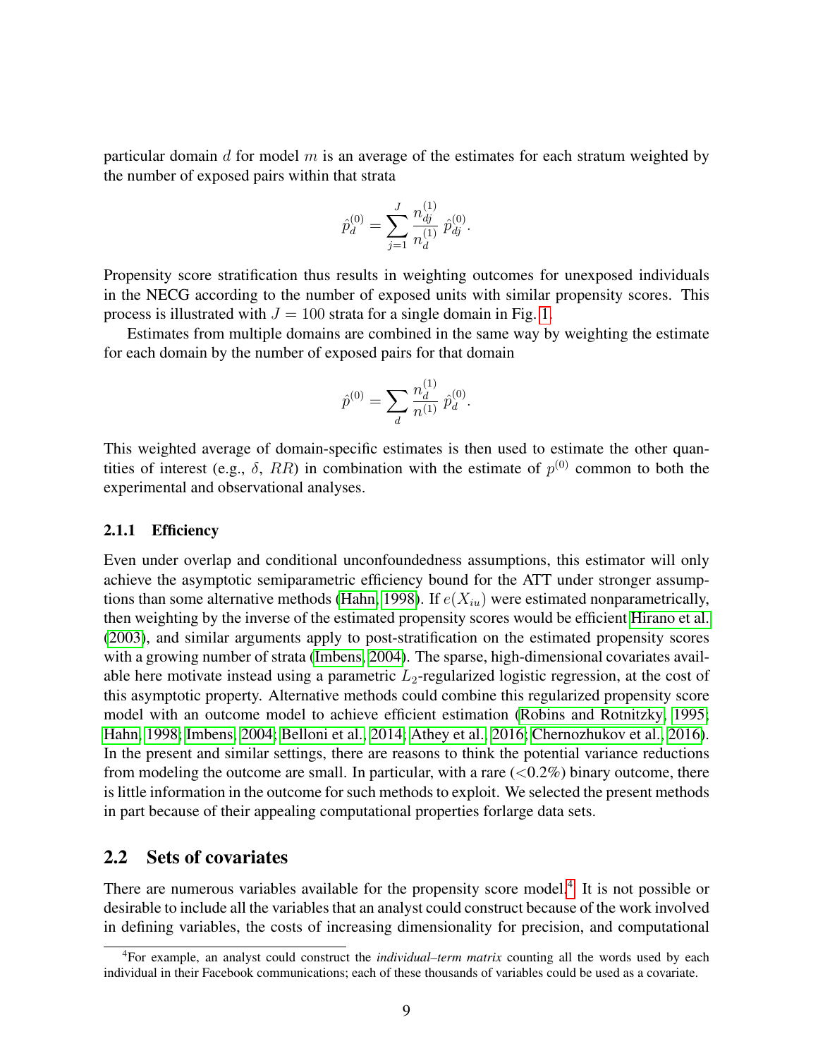particular domain $d$ for model $m$ is an average of the estimates for each stratum weighted by the number of exposed pairs within that strata

$$\hat{p}_d^{(0)} = \sum_{j=1}^{J} \frac{n_{dj}^{(1)}}{n_d^{(1)}} \, \hat{p}_{dj}^{(0)}.$$

Propensity score stratification thus results in weighting outcomes for unexposed individuals in the NECG according to the number of exposed units with similar propensity scores. This process is illustrated with $J = 100$ strata for a single domain in Fig. 1.

Estimates from multiple domains are combined in the same way by weighting the estimate for each domain by the number of exposed pairs for that domain

$$\hat{p}^{(0)} = \sum_{d} \frac{n_d^{(1)}}{n^{(1)}} \, \hat{p}_d^{(0)}.$$

This weighted average of domain-specific estimates is then used to estimate the other quantities of interest (e.g., $\delta$, $RR$) in combination with the estimate of $p^{(0)}$ common to both the experimental and observational analyses.

### 2.1.1 Efficiency

Even under overlap and conditional unconfoundedness assumptions, this estimator will only achieve the asymptotic semiparametric efficiency bound for the ATT under stronger assumptions than some alternative methods (Hahn, 1998). If $e(X_{iu})$ were estimated nonparametrically, then weighting by the inverse of the estimated propensity scores would be efficient Hirano et al. (2003), and similar arguments apply to post-stratification on the estimated propensity scores with a growing number of strata (Imbens, 2004). The sparse, high-dimensional covariates available here motivate instead using a parametric $L_2$-regularized logistic regression, at the cost of this asymptotic property. Alternative methods could combine this regularized propensity score model with an outcome model to achieve efficient estimation (Robins and Rotnitzky, 1995; Hahn, 1998; Imbens, 2004; Belloni et al., 2014; Athey et al., 2016; Chernozhukov et al., 2016). In the present and similar settings, there are reasons to think the potential variance reductions from modeling the outcome are small. In particular, with a rare ($<$0.2%) binary outcome, there is little information in the outcome for such methods to exploit. We selected the present methods in part because of their appealing computational properties forlarge data sets.

## 2.2 Sets of covariates

There are numerous variables available for the propensity score model.[4] It is not possible or desirable to include all the variables that an analyst could construct because of the work involved in defining variables, the costs of increasing dimensionality for precision, and computational

[4] For example, an analyst could construct the *individual–term matrix* counting all the words used by each individual in their Facebook communications; each of these thousands of variables could be used as a covariate.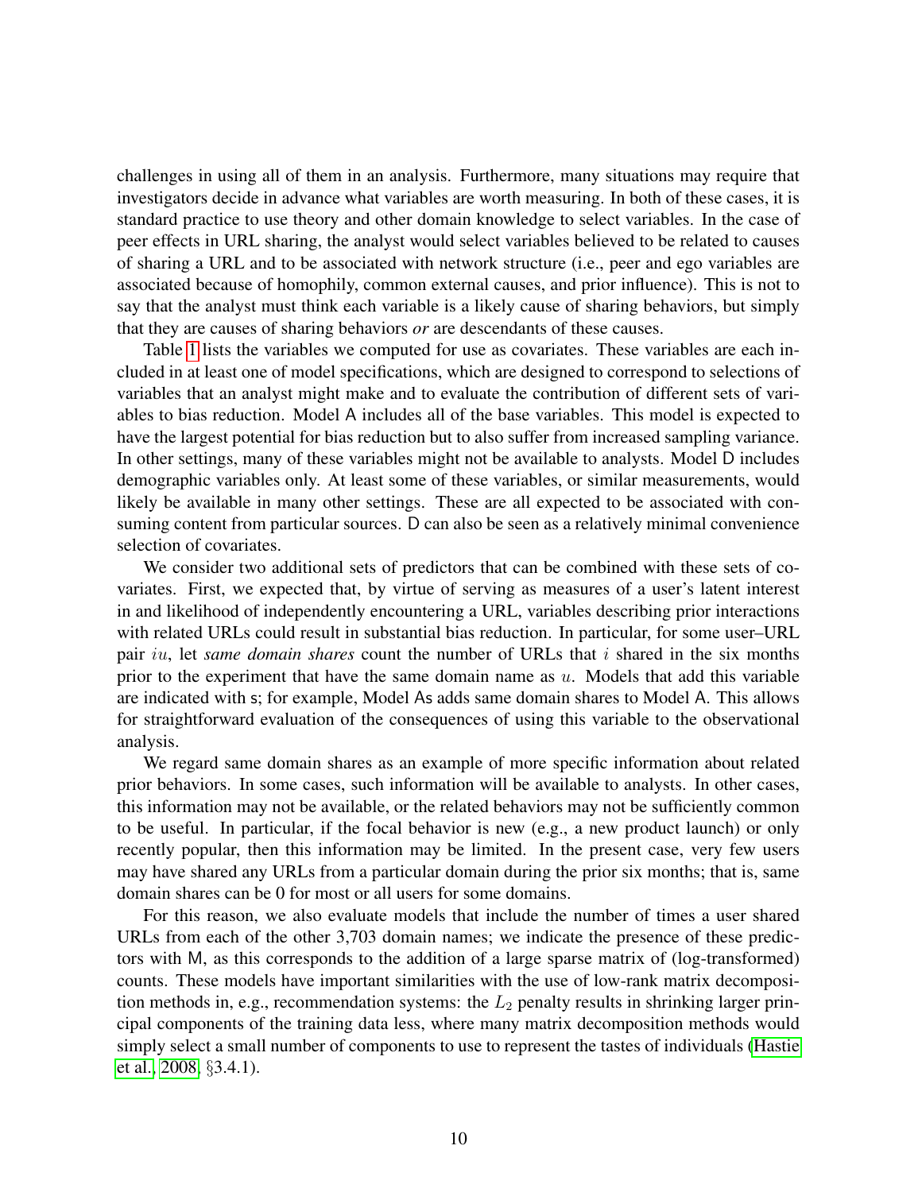challenges in using all of them in an analysis. Furthermore, many situations may require that investigators decide in advance what variables are worth measuring. In both of these cases, it is standard practice to use theory and other domain knowledge to select variables. In the case of peer effects in URL sharing, the analyst would select variables believed to be related to causes of sharing a URL and to be associated with network structure (i.e., peer and ego variables are associated because of homophily, common external causes, and prior influence). This is not to say that the analyst must think each variable is a likely cause of sharing behaviors, but simply that they are causes of sharing behaviors *or* are descendants of these causes.

Table 1 lists the variables we computed for use as covariates. These variables are each included in at least one of model specifications, which are designed to correspond to selections of variables that an analyst might make and to evaluate the contribution of different sets of variables to bias reduction. Model A includes all of the base variables. This model is expected to have the largest potential for bias reduction but to also suffer from increased sampling variance. In other settings, many of these variables might not be available to analysts. Model D includes demographic variables only. At least some of these variables, or similar measurements, would likely be available in many other settings. These are all expected to be associated with consuming content from particular sources. D can also be seen as a relatively minimal convenience selection of covariates.

We consider two additional sets of predictors that can be combined with these sets of covariates. First, we expected that, by virtue of serving as measures of a user's latent interest in and likelihood of independently encountering a URL, variables describing prior interactions with related URLs could result in substantial bias reduction. In particular, for some user–URL pair $iu$, let *same domain shares* count the number of URLs that $i$ shared in the six months prior to the experiment that have the same domain name as $u$. Models that add this variable are indicated with s; for example, Model As adds same domain shares to Model A. This allows for straightforward evaluation of the consequences of using this variable to the observational analysis.

We regard same domain shares as an example of more specific information about related prior behaviors. In some cases, such information will be available to analysts. In other cases, this information may not be available, or the related behaviors may not be sufficiently common to be useful. In particular, if the focal behavior is new (e.g., a new product launch) or only recently popular, then this information may be limited. In the present case, very few users may have shared any URLs from a particular domain during the prior six months; that is, same domain shares can be 0 for most or all users for some domains.

For this reason, we also evaluate models that include the number of times a user shared URLs from each of the other 3,703 domain names; we indicate the presence of these predictors with M, as this corresponds to the addition of a large sparse matrix of (log-transformed) counts. These models have important similarities with the use of low-rank matrix decomposition methods in, e.g., recommendation systems: the $L_2$ penalty results in shrinking larger principal components of the training data less, where many matrix decomposition methods would simply select a small number of components to use to represent the tastes of individuals (Hastie et al., 2008, §3.4.1).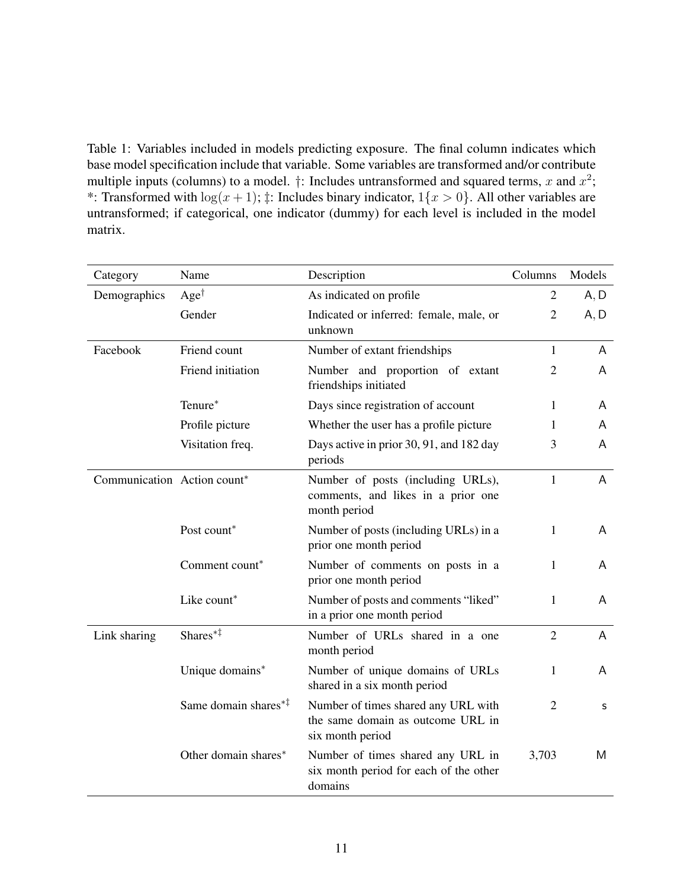Table 1: Variables included in models predicting exposure. The final column indicates which base model specification include that variable. Some variables are transformed and/or contribute multiple inputs (columns) to a model. †: Includes untransformed and squared terms, $x$ and $x^2$; *: Transformed with $\log(x+1)$; ‡: Includes binary indicator, $1\{x > 0\}$. All other variables are untransformed; if categorical, one indicator (dummy) for each level is included in the model matrix.

| Category | Name | Description | Columns | Models |
|---|---|---|---|---|
| Demographics | Age† | As indicated on profile | 2 | A, D |
| | Gender | Indicated or inferred: female, male, or unknown | 2 | A, D |
| Facebook | Friend count | Number of extant friendships | 1 | A |
| | Friend initiation | Number and proportion of extant friendships initiated | 2 | A |
| | Tenure* | Days since registration of account | 1 | A |
| | Profile picture | Whether the user has a profile picture | 1 | A |
| | Visitation freq. | Days active in prior 30, 91, and 182 day periods | 3 | A |
| Communication | Action count* | Number of posts (including URLs), comments, and likes in a prior one month period | 1 | A |
| | Post count* | Number of posts (including URLs) in a prior one month period | 1 | A |
| | Comment count* | Number of comments on posts in a prior one month period | 1 | A |
| | Like count* | Number of posts and comments "liked" in a prior one month period | 1 | A |
| Link sharing | Shares*‡ | Number of URLs shared in a one month period | 2 | A |
| | Unique domains* | Number of unique domains of URLs shared in a six month period | 1 | A |
| | Same domain shares*‡ | Number of times shared any URL with the same domain as outcome URL in six month period | 2 | S |
| | Other domain shares* | Number of times shared any URL in six month period for each of the other domains | 3,703 | M |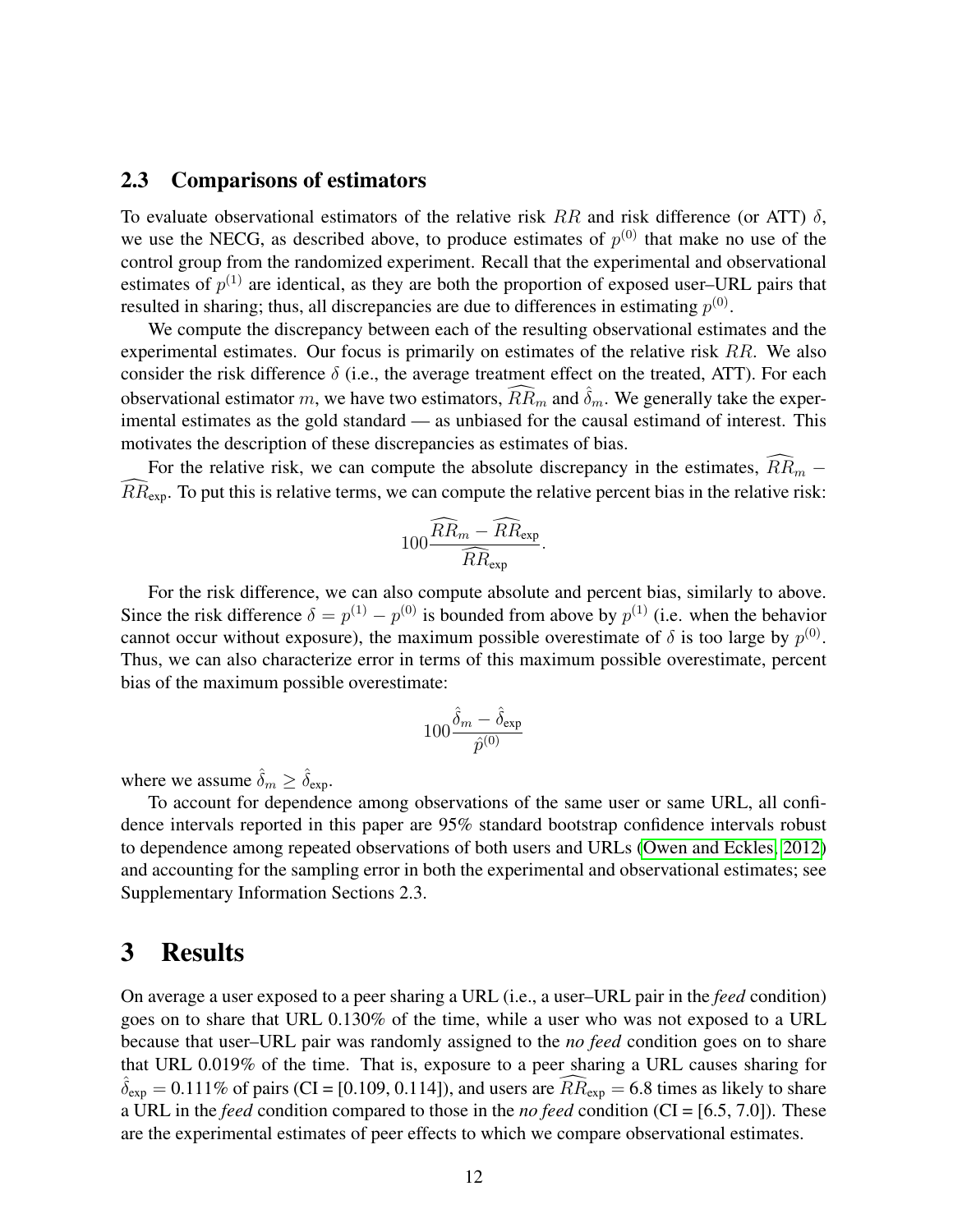## 2.3 Comparisons of estimators

To evaluate observational estimators of the relative risk $RR$ and risk difference (or ATT) $\delta$, we use the NECG, as described above, to produce estimates of $p^{(0)}$ that make no use of the control group from the randomized experiment. Recall that the experimental and observational estimates of $p^{(1)}$ are identical, as they are both the proportion of exposed user–URL pairs that resulted in sharing; thus, all discrepancies are due to differences in estimating $p^{(0)}$.

We compute the discrepancy between each of the resulting observational estimates and the experimental estimates. Our focus is primarily on estimates of the relative risk $RR$. We also consider the risk difference $\delta$ (i.e., the average treatment effect on the treated, ATT). For each observational estimator $m$, we have two estimators, $\widehat{RR}_m$ and $\hat{\delta}_m$. We generally take the experimental estimates as the gold standard — as unbiased for the causal estimand of interest. This motivates the description of these discrepancies as estimates of bias.

For the relative risk, we can compute the absolute discrepancy in the estimates, $\widehat{RR}_m - \widehat{RR}_{\text{exp}}$. To put this is relative terms, we can compute the relative percent bias in the relative risk:

$$100 \frac{\widehat{RR}_m - \widehat{RR}_{\text{exp}}}{\widehat{RR}_{\text{exp}}}.$$

For the risk difference, we can also compute absolute and percent bias, similarly to above. Since the risk difference $\delta = p^{(1)} - p^{(0)}$ is bounded from above by $p^{(1)}$ (i.e. when the behavior cannot occur without exposure), the maximum possible overestimate of $\delta$ is too large by $p^{(0)}$. Thus, we can also characterize error in terms of this maximum possible overestimate, percent bias of the maximum possible overestimate:

$$100 \frac{\hat{\delta}_m - \hat{\delta}_{\text{exp}}}{\hat{p}^{(0)}}$$

where we assume $\hat{\delta}_m \geq \hat{\delta}_{\text{exp}}$.

To account for dependence among observations of the same user or same URL, all confidence intervals reported in this paper are 95% standard bootstrap confidence intervals robust to dependence among repeated observations of both users and URLs (Owen and Eckles, 2012) and accounting for the sampling error in both the experimental and observational estimates; see Supplementary Information Sections 2.3.

# 3 Results

On average a user exposed to a peer sharing a URL (i.e., a user–URL pair in the *feed* condition) goes on to share that URL 0.130% of the time, while a user who was not exposed to a URL because that user–URL pair was randomly assigned to the *no feed* condition goes on to share that URL 0.019% of the time. That is, exposure to a peer sharing a URL causes sharing for $\hat{\delta}_{\text{exp}} = 0.111\%$ of pairs (CI = [0.109, 0.114]), and users are $\widehat{RR}_{\text{exp}} = 6.8$ times as likely to share a URL in the *feed* condition compared to those in the *no feed* condition (CI = [6.5, 7.0]). These are the experimental estimates of peer effects to which we compare observational estimates.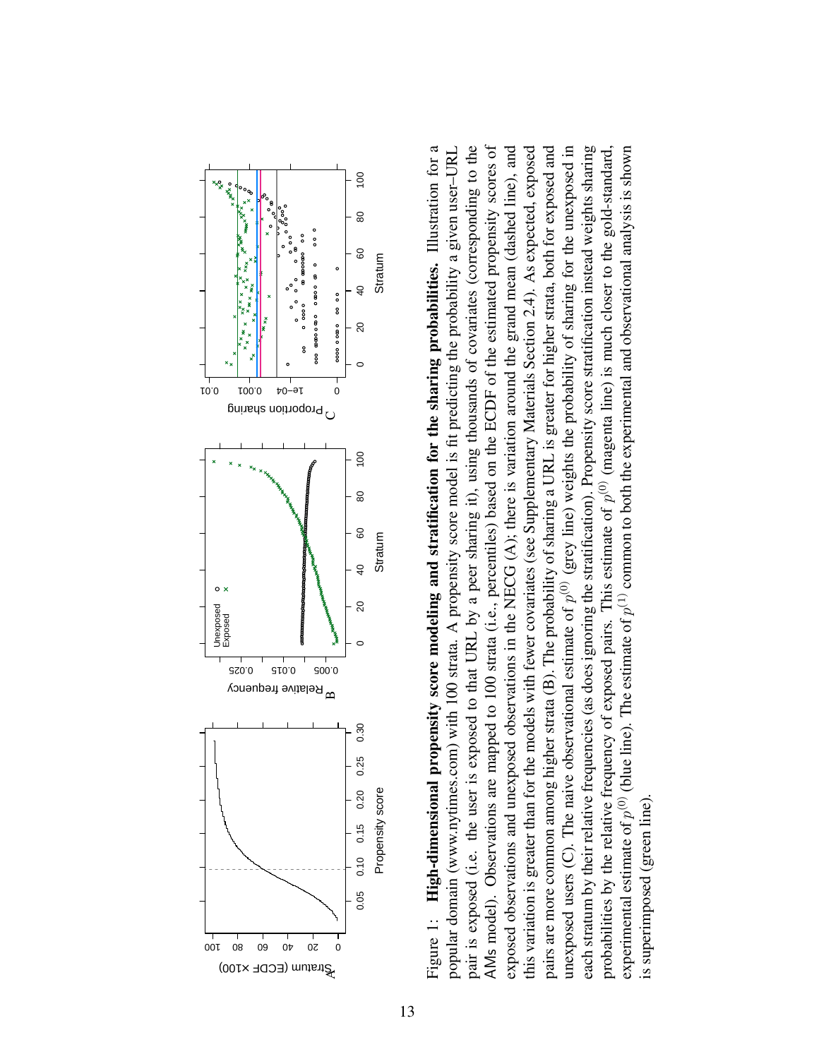Figure 1: **High-dimensional propensity score modeling and stratification for the sharing probabilities.** Illustration for a popular domain (www.nytimes.com) with 100 strata. A propensity score model is fit predicting the probability a given user–URL pair is exposed (i.e. the user is exposed to that URL by a peer sharing it), using thousands of covariates (corresponding to the AMs model). Observations are mapped to 100 strata (i.e., percentiles) based on the ECDF of the estimated propensity scores of exposed observations and unexposed observations in the NECG (A); there is variation around the grand mean (dashed line), and this variation is greater than for the models with fewer covariates (see Supplementary Materials Section 2.4). As expected, exposed pairs are more common among higher strata (B). The probability of sharing a URL is greater for higher strata, both for exposed and unexposed users (C). The naive observational estimate of $p^{(0)}$ (grey line) weights the probability of sharing for the unexposed in each stratum by their relative frequencies (as does ignoring the stratification). Propensity score stratification instead weights sharing probabilities by the relative frequency of exposed pairs. This estimate of $p^{(0)}$ (magenta line) is much closer to the gold-standard, experimental estimate of $p^{(0)}$ (blue line). The estimate of $p^{(1)}$ common to both the experimental and observational analysis is shown is superimposed (green line).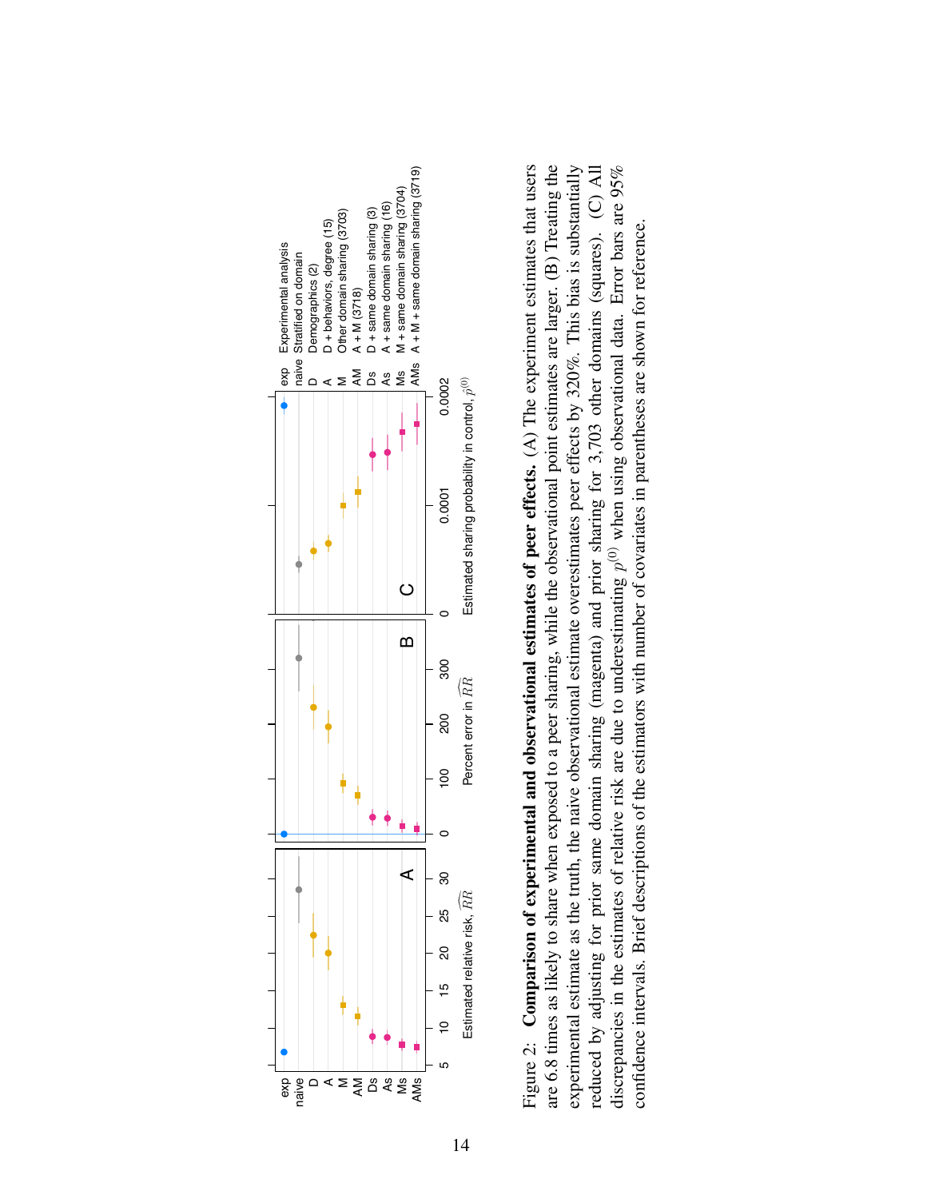Figure 2: **Comparison of experimental and observational estimates of peer effects.** (A) The experiment estimates that users are 6.8 times as likely to share when exposed to a peer sharing, while the observational point estimates are larger. (B) Treating the experimental estimate as the truth, the naive observational estimate overestimates peer effects by 320%. This bias is substantially reduced by adjusting for prior same domain sharing (magenta) and prior sharing for 3,703 other domains (squares). (C) All discrepancies in the estimates of relative risk are due to underestimating $p^{(0)}$ when using observational data. Error bars are 95% confidence intervals. Brief descriptions of the estimators with number of covariates in parentheses are shown for reference.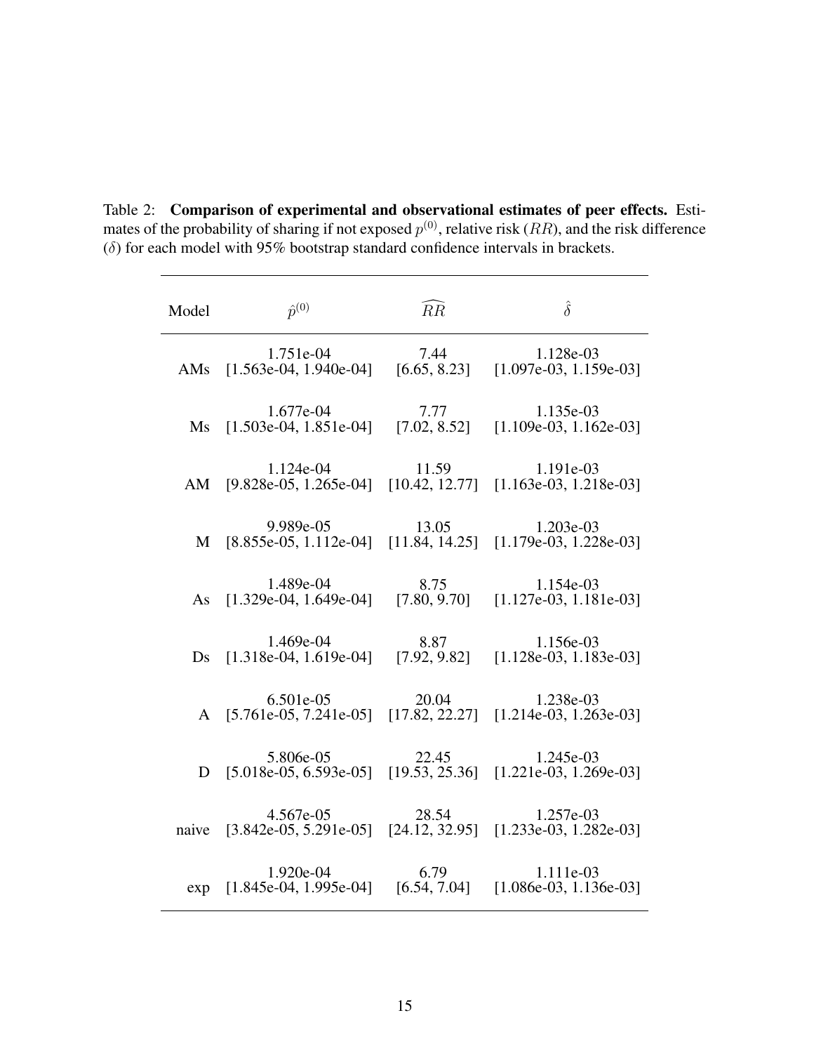Table 2: **Comparison of experimental and observational estimates of peer effects.** Estimates of the probability of sharing if not exposed $p^{(0)}$, relative risk ($RR$), and the risk difference ($\delta$) for each model with 95% bootstrap standard confidence intervals in brackets.

| Model | $\hat{p}^{(0)}$ | $\widehat{RR}$ | $\hat{\delta}$ |
|---|---|---|---|
| AMs | 1.751e-04 [1.563e-04, 1.940e-04] | 7.44 [6.65, 8.23] | 1.128e-03 [1.097e-03, 1.159e-03] |
| Ms | 1.677e-04 [1.503e-04, 1.851e-04] | 7.77 [7.02, 8.52] | 1.135e-03 [1.109e-03, 1.162e-03] |
| AM | 1.124e-04 [9.828e-05, 1.265e-04] | 11.59 [10.42, 12.77] | 1.191e-03 [1.163e-03, 1.218e-03] |
| M | 9.989e-05 [8.855e-05, 1.112e-04] | 13.05 [11.84, 14.25] | 1.203e-03 [1.179e-03, 1.228e-03] |
| As | 1.489e-04 [1.329e-04, 1.649e-04] | 8.75 [7.80, 9.70] | 1.154e-03 [1.127e-03, 1.181e-03] |
| Ds | 1.469e-04 [1.318e-04, 1.619e-04] | 8.87 [7.92, 9.82] | 1.156e-03 [1.128e-03, 1.183e-03] |
| A | 6.501e-05 [5.761e-05, 7.241e-05] | 20.04 [17.82, 22.27] | 1.238e-03 [1.214e-03, 1.263e-03] |
| D | 5.806e-05 [5.018e-05, 6.593e-05] | 22.45 [19.53, 25.36] | 1.245e-03 [1.221e-03, 1.269e-03] |
| naive | 4.567e-05 [3.842e-05, 5.291e-05] | 28.54 [24.12, 32.95] | 1.257e-03 [1.233e-03, 1.282e-03] |
| exp | 1.920e-04 [1.845e-04, 1.995e-04] | 6.79 [6.54, 7.04] | 1.111e-03 [1.086e-03, 1.136e-03] |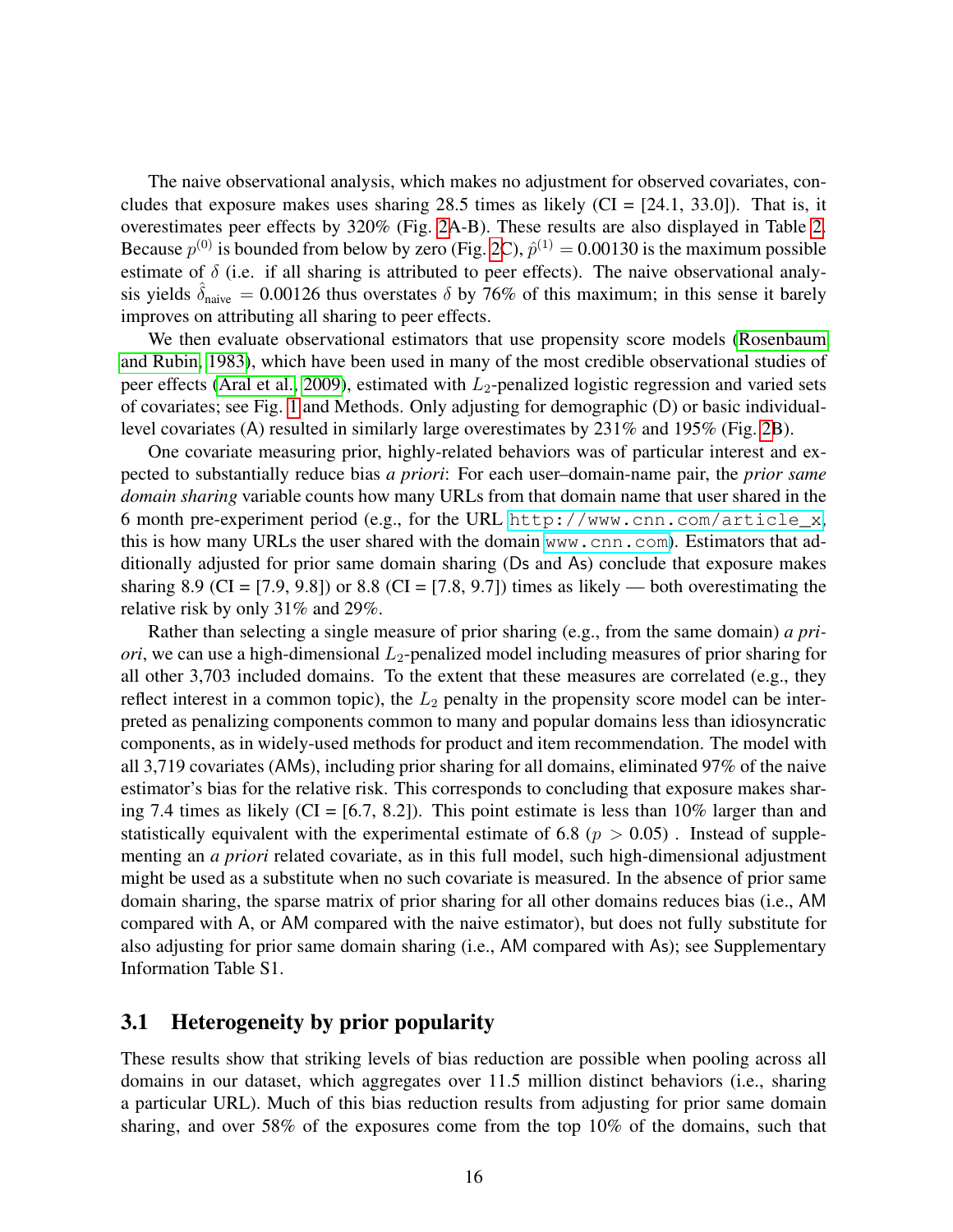The naive observational analysis, which makes no adjustment for observed covariates, concludes that exposure makes uses sharing 28.5 times as likely (CI = [24.1, 33.0]). That is, it overestimates peer effects by 320% (Fig. 2A-B). These results are also displayed in Table 2. Because $p^{(0)}$ is bounded from below by zero (Fig. 2C), $\hat{p}^{(1)} = 0.00130$ is the maximum possible estimate of $\delta$ (i.e. if all sharing is attributed to peer effects). The naive observational analysis yields $\hat{\delta}_{\text{naive}} = 0.00126$ thus overstates $\delta$ by 76% of this maximum; in this sense it barely improves on attributing all sharing to peer effects.

We then evaluate observational estimators that use propensity score models (Rosenbaum and Rubin, 1983), which have been used in many of the most credible observational studies of peer effects (Aral et al., 2009), estimated with $L_2$-penalized logistic regression and varied sets of covariates; see Fig. 1 and Methods. Only adjusting for demographic (D) or basic individual-level covariates (A) resulted in similarly large overestimates by 231% and 195% (Fig. 2B).

One covariate measuring prior, highly-related behaviors was of particular interest and expected to substantially reduce bias *a priori*: For each user–domain-name pair, the *prior same domain sharing* variable counts how many URLs from that domain name that user shared in the 6 month pre-experiment period (e.g., for the URL `http://www.cnn.com/article_x`, this is how many URLs the user shared with the domain `www.cnn.com`). Estimators that additionally adjusted for prior same domain sharing (Ds and As) conclude that exposure makes sharing 8.9 (CI = [7.9, 9.8]) or 8.8 (CI = [7.8, 9.7]) times as likely — both overestimating the relative risk by only 31% and 29%.

Rather than selecting a single measure of prior sharing (e.g., from the same domain) *a priori*, we can use a high-dimensional $L_2$-penalized model including measures of prior sharing for all other 3,703 included domains. To the extent that these measures are correlated (e.g., they reflect interest in a common topic), the $L_2$ penalty in the propensity score model can be interpreted as penalizing components common to many and popular domains less than idiosyncratic components, as in widely-used methods for product and item recommendation. The model with all 3,719 covariates (AMs), including prior sharing for all domains, eliminated 97% of the naive estimator's bias for the relative risk. This corresponds to concluding that exposure makes sharing 7.4 times as likely (CI = [6.7, 8.2]). This point estimate is less than 10% larger than and statistically equivalent with the experimental estimate of 6.8 ($p > 0.05$) . Instead of supplementing an *a priori* related covariate, as in this full model, such high-dimensional adjustment might be used as a substitute when no such covariate is measured. In the absence of prior same domain sharing, the sparse matrix of prior sharing for all other domains reduces bias (i.e., AM compared with A, or AM compared with the naive estimator), but does not fully substitute for also adjusting for prior same domain sharing (i.e., AM compared with As); see Supplementary Information Table S1.

## 3.1 Heterogeneity by prior popularity

These results show that striking levels of bias reduction are possible when pooling across all domains in our dataset, which aggregates over 11.5 million distinct behaviors (i.e., sharing a particular URL). Much of this bias reduction results from adjusting for prior same domain sharing, and over 58% of the exposures come from the top 10% of the domains, such that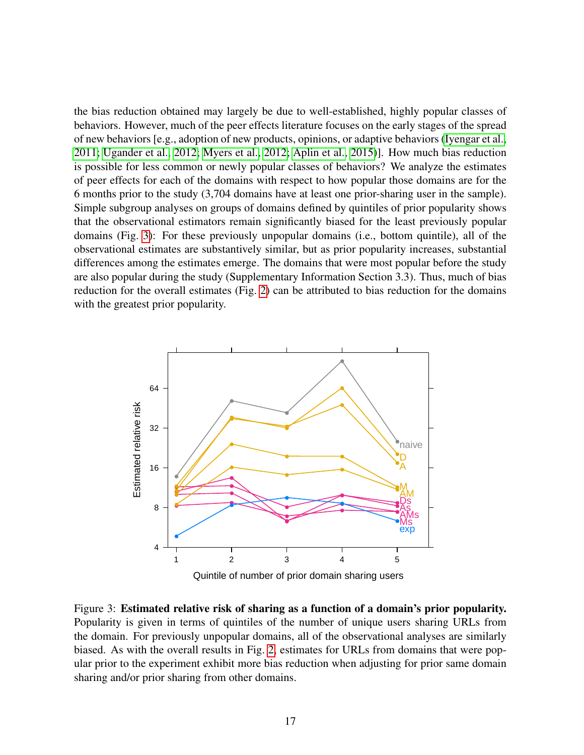the bias reduction obtained may largely be due to well-established, highly popular classes of behaviors. However, much of the peer effects literature focuses on the early stages of the spread of new behaviors [e.g., adoption of new products, opinions, or adaptive behaviors (Iyengar et al., 2011; Ugander et al., 2012; Myers et al., 2012; Aplin et al., 2015)]. How much bias reduction is possible for less common or newly popular classes of behaviors? We analyze the estimates of peer effects for each of the domains with respect to how popular those domains are for the 6 months prior to the study (3,704 domains have at least one prior-sharing user in the sample). Simple subgroup analyses on groups of domains defined by quintiles of prior popularity shows that the observational estimators remain significantly biased for the least previously popular domains (Fig. 3): For these previously unpopular domains (i.e., bottom quintile), all of the observational estimates are substantively similar, but as prior popularity increases, substantial differences among the estimates emerge. The domains that were most popular before the study are also popular during the study (Supplementary Information Section 3.3). Thus, much of bias reduction for the overall estimates (Fig. 2) can be attributed to bias reduction for the domains with the greatest prior popularity.

Figure 3: **Estimated relative risk of sharing as a function of a domain's prior popularity.** Popularity is given in terms of quintiles of the number of unique users sharing URLs from the domain. For previously unpopular domains, all of the observational analyses are similarly biased. As with the overall results in Fig. 2, estimates for URLs from domains that were popular prior to the experiment exhibit more bias reduction when adjusting for prior same domain sharing and/or prior sharing from other domains.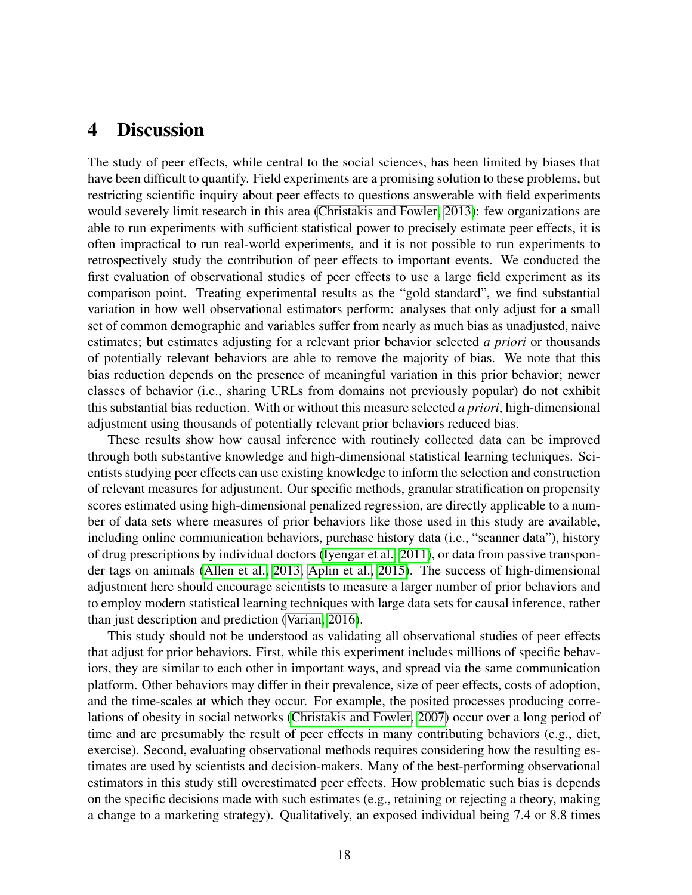# 4 Discussion

The study of peer effects, while central to the social sciences, has been limited by biases that have been difficult to quantify. Field experiments are a promising solution to these problems, but restricting scientific inquiry about peer effects to questions answerable with field experiments would severely limit research in this area (Christakis and Fowler, 2013): few organizations are able to run experiments with sufficient statistical power to precisely estimate peer effects, it is often impractical to run real-world experiments, and it is not possible to run experiments to retrospectively study the contribution of peer effects to important events. We conducted the first evaluation of observational studies of peer effects to use a large field experiment as its comparison point. Treating experimental results as the "gold standard", we find substantial variation in how well observational estimators perform: analyses that only adjust for a small set of common demographic and variables suffer from nearly as much bias as unadjusted, naive estimates; but estimates adjusting for a relevant prior behavior selected *a priori* or thousands of potentially relevant behaviors are able to remove the majority of bias. We note that this bias reduction depends on the presence of meaningful variation in this prior behavior; newer classes of behavior (i.e., sharing URLs from domains not previously popular) do not exhibit this substantial bias reduction. With or without this measure selected *a priori*, high-dimensional adjustment using thousands of potentially relevant prior behaviors reduced bias.

These results show how causal inference with routinely collected data can be improved through both substantive knowledge and high-dimensional statistical learning techniques. Scientists studying peer effects can use existing knowledge to inform the selection and construction of relevant measures for adjustment. Our specific methods, granular stratification on propensity scores estimated using high-dimensional penalized regression, are directly applicable to a number of data sets where measures of prior behaviors like those used in this study are available, including online communication behaviors, purchase history data (i.e., "scanner data"), history of drug prescriptions by individual doctors (Iyengar et al., 2011), or data from passive transponder tags on animals (Allen et al., 2013; Aplin et al., 2015). The success of high-dimensional adjustment here should encourage scientists to measure a larger number of prior behaviors and to employ modern statistical learning techniques with large data sets for causal inference, rather than just description and prediction (Varian, 2016).

This study should not be understood as validating all observational studies of peer effects that adjust for prior behaviors. First, while this experiment includes millions of specific behaviors, they are similar to each other in important ways, and spread via the same communication platform. Other behaviors may differ in their prevalence, size of peer effects, costs of adoption, and the time-scales at which they occur. For example, the posited processes producing correlations of obesity in social networks (Christakis and Fowler, 2007) occur over a long period of time and are presumably the result of peer effects in many contributing behaviors (e.g., diet, exercise). Second, evaluating observational methods requires considering how the resulting estimates are used by scientists and decision-makers. Many of the best-performing observational estimators in this study still overestimated peer effects. How problematic such bias is depends on the specific decisions made with such estimates (e.g., retaining or rejecting a theory, making a change to a marketing strategy). Qualitatively, an exposed individual being 7.4 or 8.8 times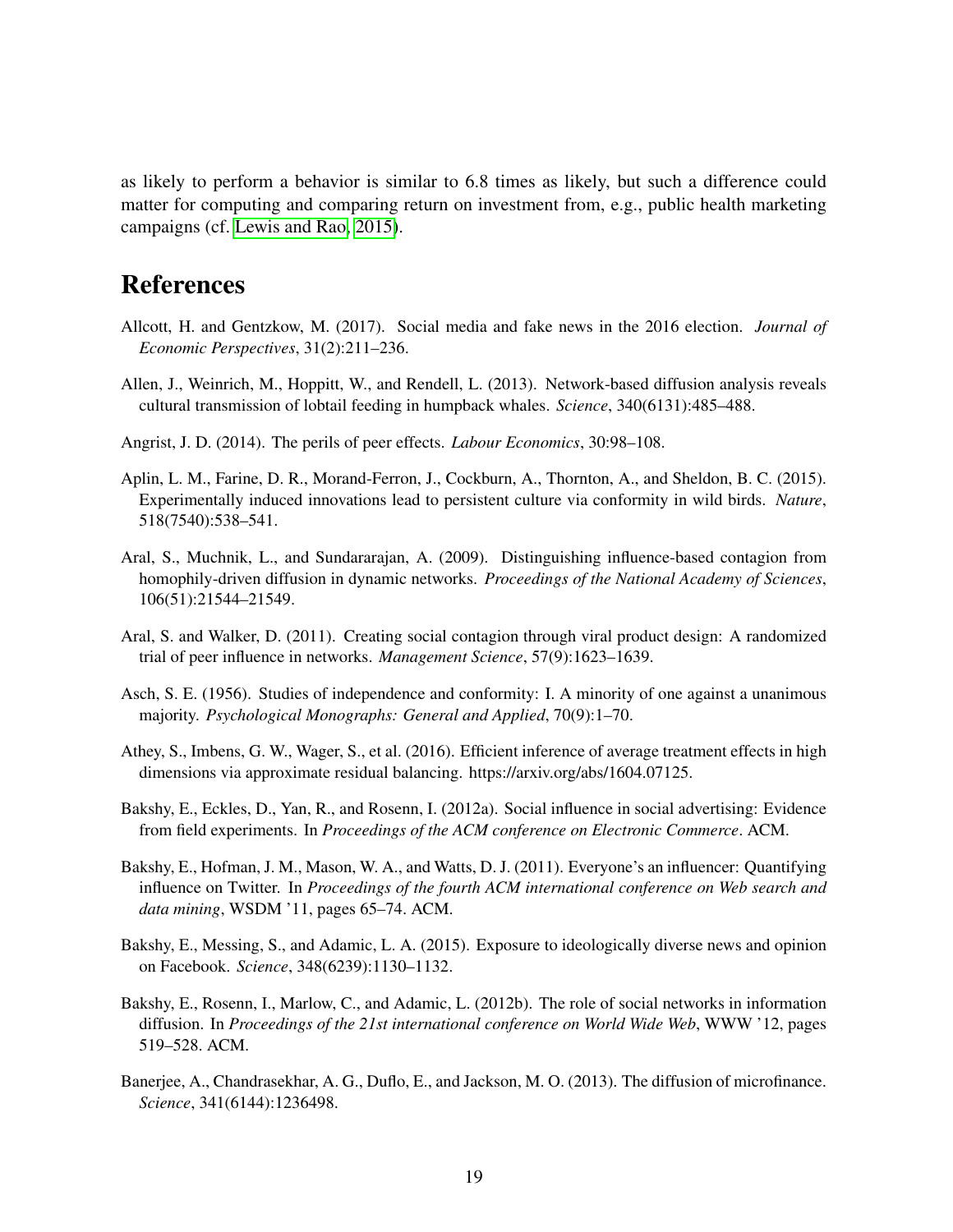as likely to perform a behavior is similar to 6.8 times as likely, but such a difference could matter for computing and comparing return on investment from, e.g., public health marketing campaigns (cf. Lewis and Rao, 2015).

# References

Allcott, H. and Gentzkow, M. (2017). Social media and fake news in the 2016 election. *Journal of Economic Perspectives*, 31(2):211–236.

Allen, J., Weinrich, M., Hoppitt, W., and Rendell, L. (2013). Network-based diffusion analysis reveals cultural transmission of lobtail feeding in humpback whales. *Science*, 340(6131):485–488.

Angrist, J. D. (2014). The perils of peer effects. *Labour Economics*, 30:98–108.

Aplin, L. M., Farine, D. R., Morand-Ferron, J., Cockburn, A., Thornton, A., and Sheldon, B. C. (2015). Experimentally induced innovations lead to persistent culture via conformity in wild birds. *Nature*, 518(7540):538–541.

Aral, S., Muchnik, L., and Sundararajan, A. (2009). Distinguishing influence-based contagion from homophily-driven diffusion in dynamic networks. *Proceedings of the National Academy of Sciences*, 106(51):21544–21549.

Aral, S. and Walker, D. (2011). Creating social contagion through viral product design: A randomized trial of peer influence in networks. *Management Science*, 57(9):1623–1639.

Asch, S. E. (1956). Studies of independence and conformity: I. A minority of one against a unanimous majority. *Psychological Monographs: General and Applied*, 70(9):1–70.

Athey, S., Imbens, G. W., Wager, S., et al. (2016). Efficient inference of average treatment effects in high dimensions via approximate residual balancing. https://arxiv.org/abs/1604.07125.

Bakshy, E., Eckles, D., Yan, R., and Rosenn, I. (2012a). Social influence in social advertising: Evidence from field experiments. In *Proceedings of the ACM conference on Electronic Commerce*. ACM.

Bakshy, E., Hofman, J. M., Mason, W. A., and Watts, D. J. (2011). Everyone's an influencer: Quantifying influence on Twitter. In *Proceedings of the fourth ACM international conference on Web search and data mining*, WSDM '11, pages 65–74. ACM.

Bakshy, E., Messing, S., and Adamic, L. A. (2015). Exposure to ideologically diverse news and opinion on Facebook. *Science*, 348(6239):1130–1132.

Bakshy, E., Rosenn, I., Marlow, C., and Adamic, L. (2012b). The role of social networks in information diffusion. In *Proceedings of the 21st international conference on World Wide Web*, WWW '12, pages 519–528. ACM.

Banerjee, A., Chandrasekhar, A. G., Duflo, E., and Jackson, M. O. (2013). The diffusion of microfinance. *Science*, 341(6144):1236498.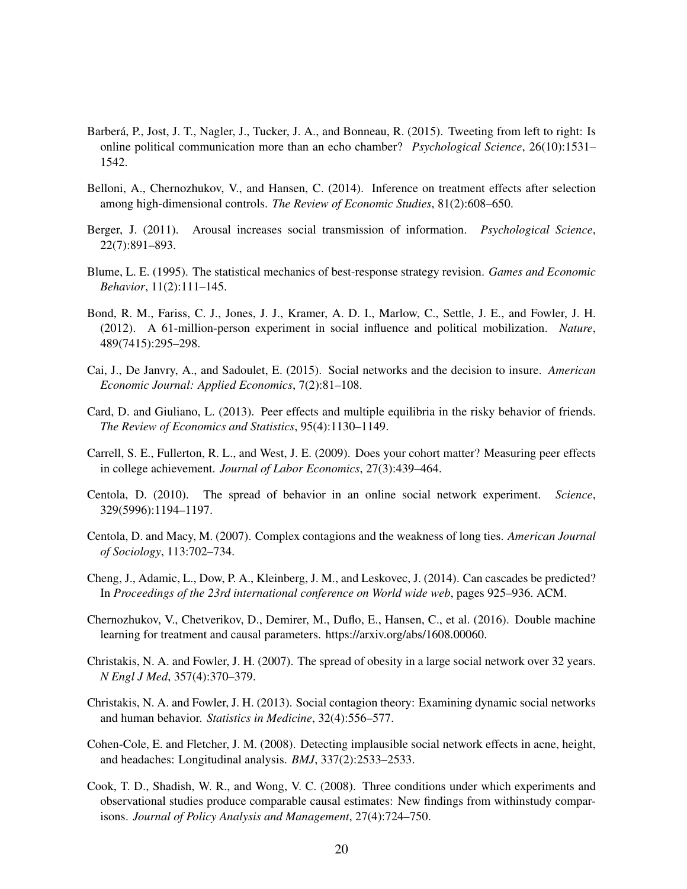Barberá, P., Jost, J. T., Nagler, J., Tucker, J. A., and Bonneau, R. (2015). Tweeting from left to right: Is online political communication more than an echo chamber? *Psychological Science*, 26(10):1531–1542.

Belloni, A., Chernozhukov, V., and Hansen, C. (2014). Inference on treatment effects after selection among high-dimensional controls. *The Review of Economic Studies*, 81(2):608–650.

Berger, J. (2011). Arousal increases social transmission of information. *Psychological Science*, 22(7):891–893.

Blume, L. E. (1995). The statistical mechanics of best-response strategy revision. *Games and Economic Behavior*, 11(2):111–145.

Bond, R. M., Fariss, C. J., Jones, J. J., Kramer, A. D. I., Marlow, C., Settle, J. E., and Fowler, J. H. (2012). A 61-million-person experiment in social influence and political mobilization. *Nature*, 489(7415):295–298.

Cai, J., De Janvry, A., and Sadoulet, E. (2015). Social networks and the decision to insure. *American Economic Journal: Applied Economics*, 7(2):81–108.

Card, D. and Giuliano, L. (2013). Peer effects and multiple equilibria in the risky behavior of friends. *The Review of Economics and Statistics*, 95(4):1130–1149.

Carrell, S. E., Fullerton, R. L., and West, J. E. (2009). Does your cohort matter? Measuring peer effects in college achievement. *Journal of Labor Economics*, 27(3):439–464.

Centola, D. (2010). The spread of behavior in an online social network experiment. *Science*, 329(5996):1194–1197.

Centola, D. and Macy, M. (2007). Complex contagions and the weakness of long ties. *American Journal of Sociology*, 113:702–734.

Cheng, J., Adamic, L., Dow, P. A., Kleinberg, J. M., and Leskovec, J. (2014). Can cascades be predicted? In *Proceedings of the 23rd international conference on World wide web*, pages 925–936. ACM.

Chernozhukov, V., Chetverikov, D., Demirer, M., Duflo, E., Hansen, C., et al. (2016). Double machine learning for treatment and causal parameters. https://arxiv.org/abs/1608.00060.

Christakis, N. A. and Fowler, J. H. (2007). The spread of obesity in a large social network over 32 years. *N Engl J Med*, 357(4):370–379.

Christakis, N. A. and Fowler, J. H. (2013). Social contagion theory: Examining dynamic social networks and human behavior. *Statistics in Medicine*, 32(4):556–577.

Cohen-Cole, E. and Fletcher, J. M. (2008). Detecting implausible social network effects in acne, height, and headaches: Longitudinal analysis. *BMJ*, 337(2):2533–2533.

Cook, T. D., Shadish, W. R., and Wong, V. C. (2008). Three conditions under which experiments and observational studies produce comparable causal estimates: New findings from withinstudy comparisons. *Journal of Policy Analysis and Management*, 27(4):724–750.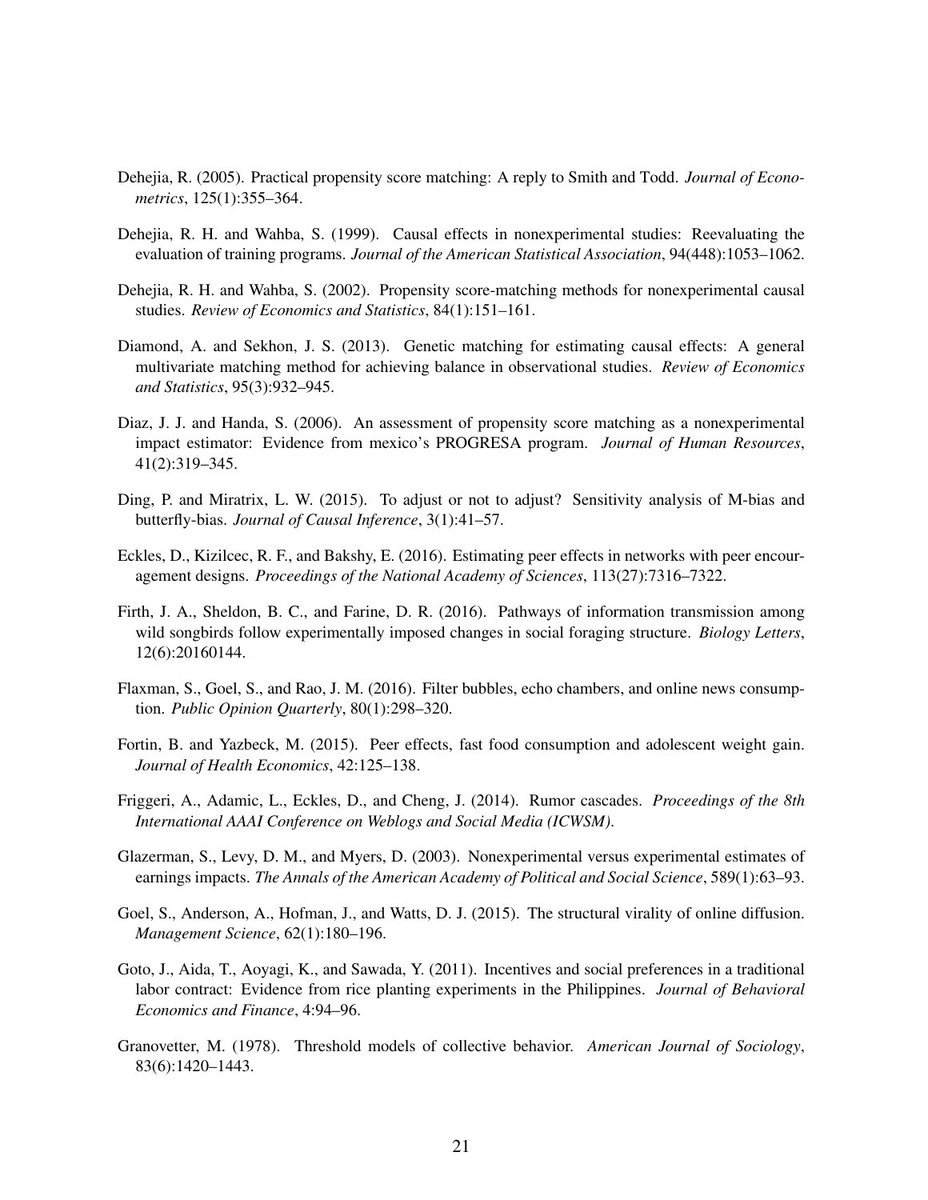Dehejia, R. (2005). Practical propensity score matching: A reply to Smith and Todd. *Journal of Econometrics*, 125(1):355–364.

Dehejia, R. H. and Wahba, S. (1999). Causal effects in nonexperimental studies: Reevaluating the evaluation of training programs. *Journal of the American Statistical Association*, 94(448):1053–1062.

Dehejia, R. H. and Wahba, S. (2002). Propensity score-matching methods for nonexperimental causal studies. *Review of Economics and Statistics*, 84(1):151–161.

Diamond, A. and Sekhon, J. S. (2013). Genetic matching for estimating causal effects: A general multivariate matching method for achieving balance in observational studies. *Review of Economics and Statistics*, 95(3):932–945.

Diaz, J. J. and Handa, S. (2006). An assessment of propensity score matching as a nonexperimental impact estimator: Evidence from mexico's PROGRESA program. *Journal of Human Resources*, 41(2):319–345.

Ding, P. and Miratrix, L. W. (2015). To adjust or not to adjust? Sensitivity analysis of M-bias and butterfly-bias. *Journal of Causal Inference*, 3(1):41–57.

Eckles, D., Kizilcec, R. F., and Bakshy, E. (2016). Estimating peer effects in networks with peer encouragement designs. *Proceedings of the National Academy of Sciences*, 113(27):7316–7322.

Firth, J. A., Sheldon, B. C., and Farine, D. R. (2016). Pathways of information transmission among wild songbirds follow experimentally imposed changes in social foraging structure. *Biology Letters*, 12(6):20160144.

Flaxman, S., Goel, S., and Rao, J. M. (2016). Filter bubbles, echo chambers, and online news consumption. *Public Opinion Quarterly*, 80(1):298–320.

Fortin, B. and Yazbeck, M. (2015). Peer effects, fast food consumption and adolescent weight gain. *Journal of Health Economics*, 42:125–138.

Friggeri, A., Adamic, L., Eckles, D., and Cheng, J. (2014). Rumor cascades. *Proceedings of the 8th International AAAI Conference on Weblogs and Social Media (ICWSM).*

Glazerman, S., Levy, D. M., and Myers, D. (2003). Nonexperimental versus experimental estimates of earnings impacts. *The Annals of the American Academy of Political and Social Science*, 589(1):63–93.

Goel, S., Anderson, A., Hofman, J., and Watts, D. J. (2015). The structural virality of online diffusion. *Management Science*, 62(1):180–196.

Goto, J., Aida, T., Aoyagi, K., and Sawada, Y. (2011). Incentives and social preferences in a traditional labor contract: Evidence from rice planting experiments in the Philippines. *Journal of Behavioral Economics and Finance*, 4:94–96.

Granovetter, M. (1978). Threshold models of collective behavior. *American Journal of Sociology*, 83(6):1420–1443.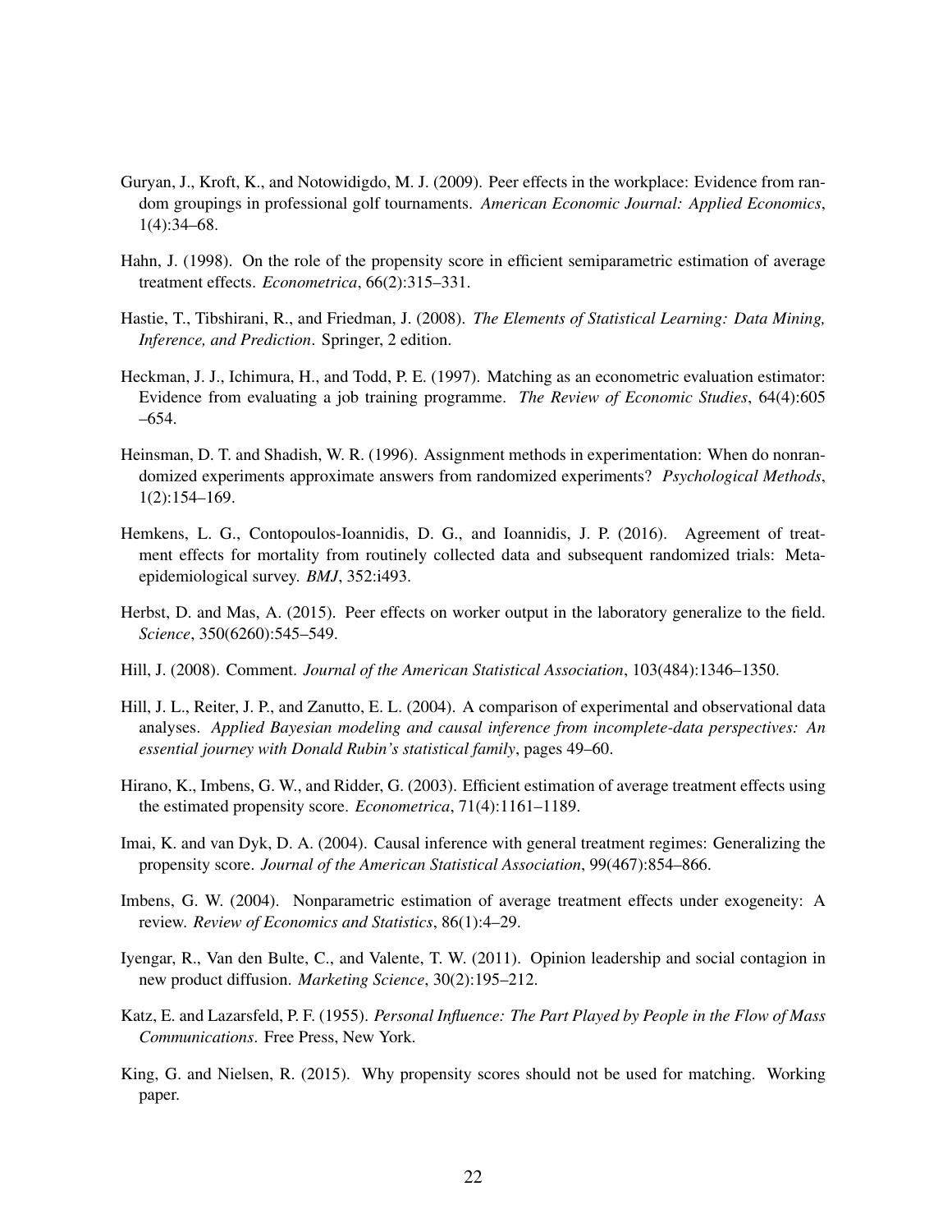Guryan, J., Kroft, K., and Notowidigdo, M. J. (2009). Peer effects in the workplace: Evidence from random groupings in professional golf tournaments. *American Economic Journal: Applied Economics*, 1(4):34–68.

Hahn, J. (1998). On the role of the propensity score in efficient semiparametric estimation of average treatment effects. *Econometrica*, 66(2):315–331.

Hastie, T., Tibshirani, R., and Friedman, J. (2008). *The Elements of Statistical Learning: Data Mining, Inference, and Prediction*. Springer, 2 edition.

Heckman, J. J., Ichimura, H., and Todd, P. E. (1997). Matching as an econometric evaluation estimator: Evidence from evaluating a job training programme. *The Review of Economic Studies*, 64(4):605 –654.

Heinsman, D. T. and Shadish, W. R. (1996). Assignment methods in experimentation: When do nonrandomized experiments approximate answers from randomized experiments? *Psychological Methods*, 1(2):154–169.

Hemkens, L. G., Contopoulos-Ioannidis, D. G., and Ioannidis, J. P. (2016). Agreement of treatment effects for mortality from routinely collected data and subsequent randomized trials: Meta-epidemiological survey. *BMJ*, 352:i493.

Herbst, D. and Mas, A. (2015). Peer effects on worker output in the laboratory generalize to the field. *Science*, 350(6260):545–549.

Hill, J. (2008). Comment. *Journal of the American Statistical Association*, 103(484):1346–1350.

Hill, J. L., Reiter, J. P., and Zanutto, E. L. (2004). A comparison of experimental and observational data analyses. *Applied Bayesian modeling and causal inference from incomplete-data perspectives: An essential journey with Donald Rubin's statistical family*, pages 49–60.

Hirano, K., Imbens, G. W., and Ridder, G. (2003). Efficient estimation of average treatment effects using the estimated propensity score. *Econometrica*, 71(4):1161–1189.

Imai, K. and van Dyk, D. A. (2004). Causal inference with general treatment regimes: Generalizing the propensity score. *Journal of the American Statistical Association*, 99(467):854–866.

Imbens, G. W. (2004). Nonparametric estimation of average treatment effects under exogeneity: A review. *Review of Economics and Statistics*, 86(1):4–29.

Iyengar, R., Van den Bulte, C., and Valente, T. W. (2011). Opinion leadership and social contagion in new product diffusion. *Marketing Science*, 30(2):195–212.

Katz, E. and Lazarsfeld, P. F. (1955). *Personal Influence: The Part Played by People in the Flow of Mass Communications*. Free Press, New York.

King, G. and Nielsen, R. (2015). Why propensity scores should not be used for matching. Working paper.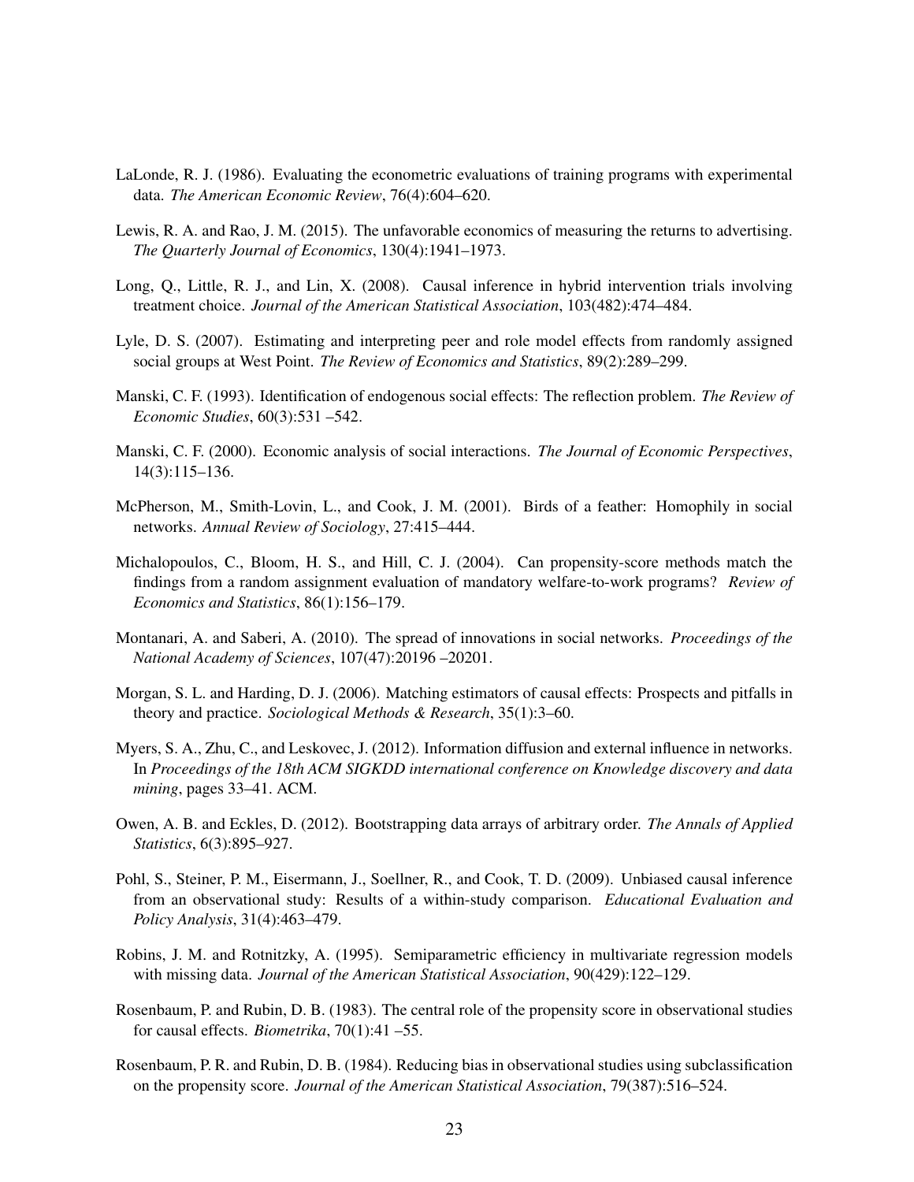LaLonde, R. J. (1986). Evaluating the econometric evaluations of training programs with experimental data. *The American Economic Review*, 76(4):604–620.

Lewis, R. A. and Rao, J. M. (2015). The unfavorable economics of measuring the returns to advertising. *The Quarterly Journal of Economics*, 130(4):1941–1973.

Long, Q., Little, R. J., and Lin, X. (2008). Causal inference in hybrid intervention trials involving treatment choice. *Journal of the American Statistical Association*, 103(482):474–484.

Lyle, D. S. (2007). Estimating and interpreting peer and role model effects from randomly assigned social groups at West Point. *The Review of Economics and Statistics*, 89(2):289–299.

Manski, C. F. (1993). Identification of endogenous social effects: The reflection problem. *The Review of Economic Studies*, 60(3):531 –542.

Manski, C. F. (2000). Economic analysis of social interactions. *The Journal of Economic Perspectives*, 14(3):115–136.

McPherson, M., Smith-Lovin, L., and Cook, J. M. (2001). Birds of a feather: Homophily in social networks. *Annual Review of Sociology*, 27:415–444.

Michalopoulos, C., Bloom, H. S., and Hill, C. J. (2004). Can propensity-score methods match the findings from a random assignment evaluation of mandatory welfare-to-work programs? *Review of Economics and Statistics*, 86(1):156–179.

Montanari, A. and Saberi, A. (2010). The spread of innovations in social networks. *Proceedings of the National Academy of Sciences*, 107(47):20196 –20201.

Morgan, S. L. and Harding, D. J. (2006). Matching estimators of causal effects: Prospects and pitfalls in theory and practice. *Sociological Methods & Research*, 35(1):3–60.

Myers, S. A., Zhu, C., and Leskovec, J. (2012). Information diffusion and external influence in networks. In *Proceedings of the 18th ACM SIGKDD international conference on Knowledge discovery and data mining*, pages 33–41. ACM.

Owen, A. B. and Eckles, D. (2012). Bootstrapping data arrays of arbitrary order. *The Annals of Applied Statistics*, 6(3):895–927.

Pohl, S., Steiner, P. M., Eisermann, J., Soellner, R., and Cook, T. D. (2009). Unbiased causal inference from an observational study: Results of a within-study comparison. *Educational Evaluation and Policy Analysis*, 31(4):463–479.

Robins, J. M. and Rotnitzky, A. (1995). Semiparametric efficiency in multivariate regression models with missing data. *Journal of the American Statistical Association*, 90(429):122–129.

Rosenbaum, P. and Rubin, D. B. (1983). The central role of the propensity score in observational studies for causal effects. *Biometrika*, 70(1):41 –55.

Rosenbaum, P. R. and Rubin, D. B. (1984). Reducing bias in observational studies using subclassification on the propensity score. *Journal of the American Statistical Association*, 79(387):516–524.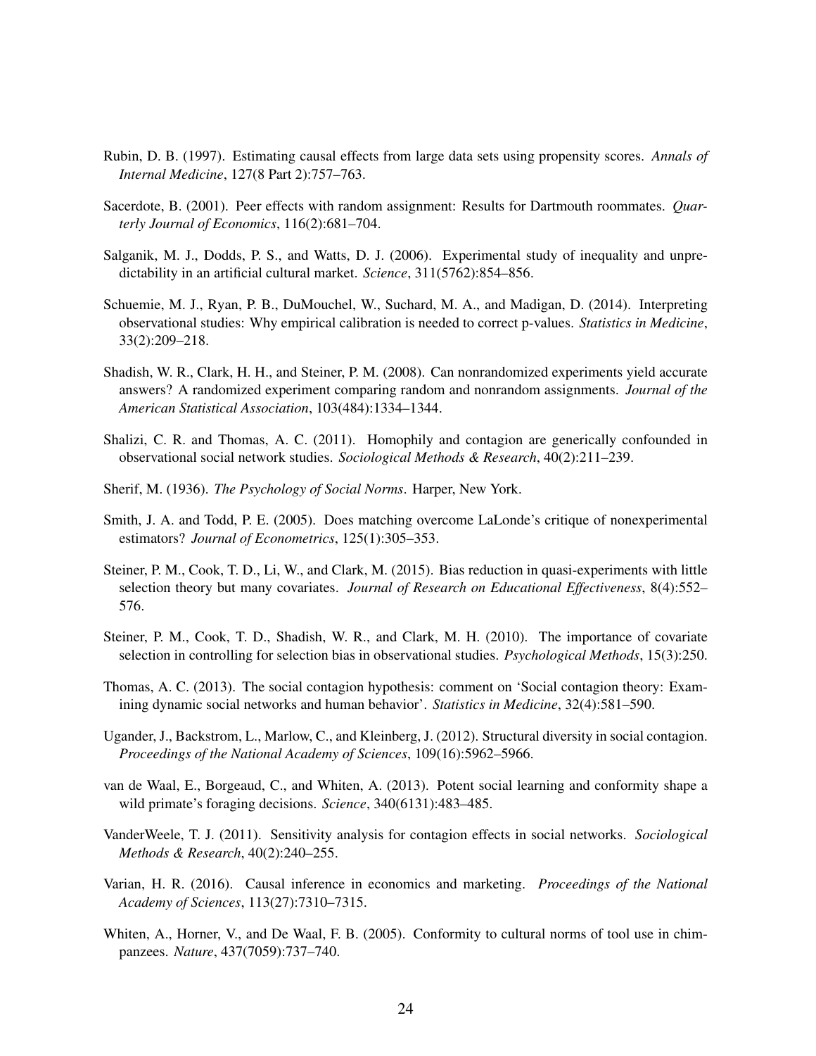Rubin, D. B. (1997). Estimating causal effects from large data sets using propensity scores. *Annals of Internal Medicine*, 127(8 Part 2):757–763.

Sacerdote, B. (2001). Peer effects with random assignment: Results for Dartmouth roommates. *Quarterly Journal of Economics*, 116(2):681–704.

Salganik, M. J., Dodds, P. S., and Watts, D. J. (2006). Experimental study of inequality and unpredictability in an artificial cultural market. *Science*, 311(5762):854–856.

Schuemie, M. J., Ryan, P. B., DuMouchel, W., Suchard, M. A., and Madigan, D. (2014). Interpreting observational studies: Why empirical calibration is needed to correct p-values. *Statistics in Medicine*, 33(2):209–218.

Shadish, W. R., Clark, H. H., and Steiner, P. M. (2008). Can nonrandomized experiments yield accurate answers? A randomized experiment comparing random and nonrandom assignments. *Journal of the American Statistical Association*, 103(484):1334–1344.

Shalizi, C. R. and Thomas, A. C. (2011). Homophily and contagion are generically confounded in observational social network studies. *Sociological Methods & Research*, 40(2):211–239.

Sherif, M. (1936). *The Psychology of Social Norms*. Harper, New York.

Smith, J. A. and Todd, P. E. (2005). Does matching overcome LaLonde's critique of nonexperimental estimators? *Journal of Econometrics*, 125(1):305–353.

Steiner, P. M., Cook, T. D., Li, W., and Clark, M. (2015). Bias reduction in quasi-experiments with little selection theory but many covariates. *Journal of Research on Educational Effectiveness*, 8(4):552–576.

Steiner, P. M., Cook, T. D., Shadish, W. R., and Clark, M. H. (2010). The importance of covariate selection in controlling for selection bias in observational studies. *Psychological Methods*, 15(3):250.

Thomas, A. C. (2013). The social contagion hypothesis: comment on 'Social contagion theory: Examining dynamic social networks and human behavior'. *Statistics in Medicine*, 32(4):581–590.

Ugander, J., Backstrom, L., Marlow, C., and Kleinberg, J. (2012). Structural diversity in social contagion. *Proceedings of the National Academy of Sciences*, 109(16):5962–5966.

van de Waal, E., Borgeaud, C., and Whiten, A. (2013). Potent social learning and conformity shape a wild primate's foraging decisions. *Science*, 340(6131):483–485.

VanderWeele, T. J. (2011). Sensitivity analysis for contagion effects in social networks. *Sociological Methods & Research*, 40(2):240–255.

Varian, H. R. (2016). Causal inference in economics and marketing. *Proceedings of the National Academy of Sciences*, 113(27):7310–7315.

Whiten, A., Horner, V., and De Waal, F. B. (2005). Conformity to cultural norms of tool use in chimpanzees. *Nature*, 437(7059):737–740.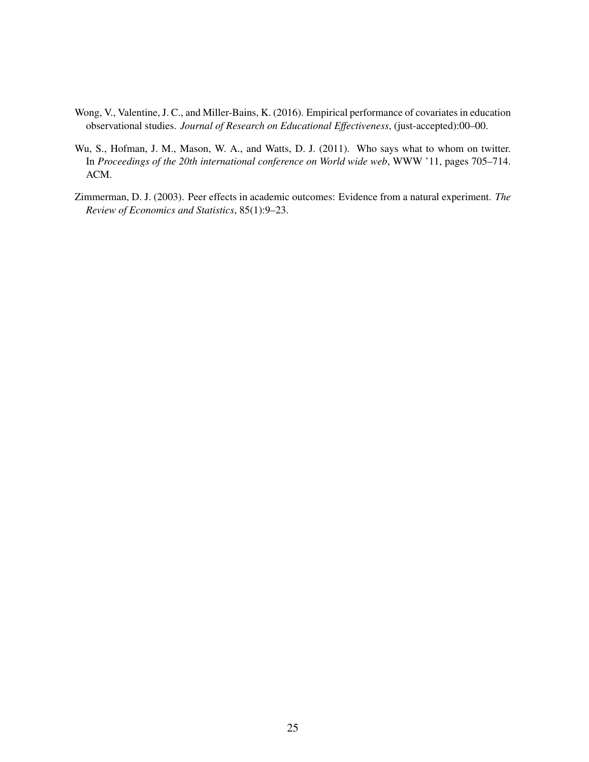Wong, V., Valentine, J. C., and Miller-Bains, K. (2016). Empirical performance of covariates in education observational studies. *Journal of Research on Educational Effectiveness*, (just-accepted):00–00.

Wu, S., Hofman, J. M., Mason, W. A., and Watts, D. J. (2011). Who says what to whom on twitter. In *Proceedings of the 20th international conference on World wide web*, WWW '11, pages 705–714. ACM.

Zimmerman, D. J. (2003). Peer effects in academic outcomes: Evidence from a natural experiment. *The Review of Economics and Statistics*, 85(1):9–23.